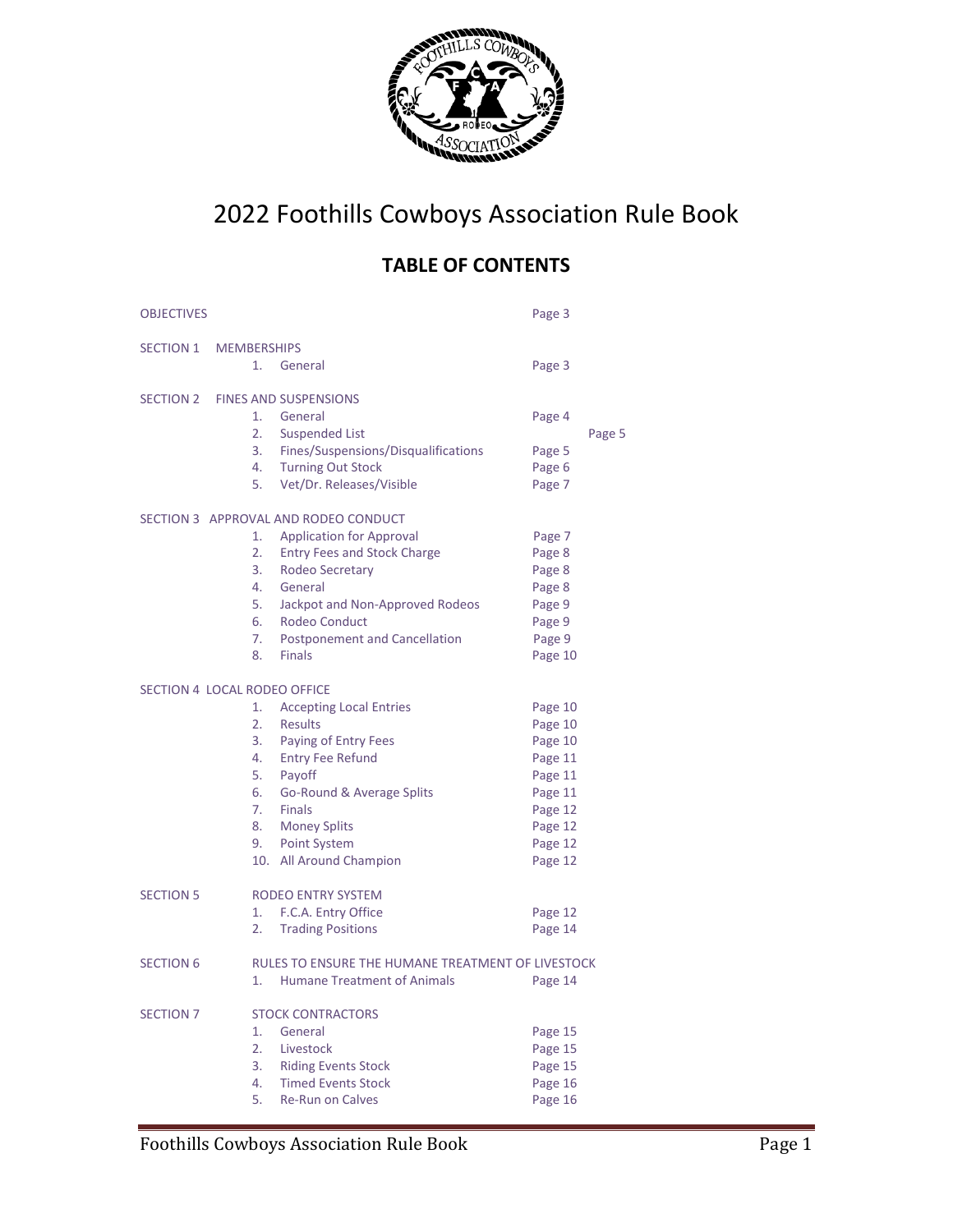# 2022 Foothills Cowboys Association Rule Book

## TABLE OF CONTENTS

| | | |
|---|---|---|
| OBJECTIVES | | Page 3 |
| SECTION 1 MEMBERSHIPS | | |
| | 1. General | Page 3 |
| SECTION 2 FINES AND SUSPENSIONS | | |
| | 1. General | Page 4 |
| | 2. Suspended List | Page 5 |
| | 3. Fines/Suspensions/Disqualifications | Page 5 |
| | 4. Turning Out Stock | Page 6 |
| | 5. Vet/Dr. Releases/Visible | Page 7 |
| SECTION 3 APPROVAL AND RODEO CONDUCT | | |
| | 1. Application for Approval | Page 7 |
| | 2. Entry Fees and Stock Charge | Page 8 |
| | 3. Rodeo Secretary | Page 8 |
| | 4. General | Page 8 |
| | 5. Jackpot and Non-Approved Rodeos | Page 9 |
| | 6. Rodeo Conduct | Page 9 |
| | 7. Postponement and Cancellation | Page 9 |
| | 8. Finals | Page 10 |
| SECTION 4 LOCAL RODEO OFFICE | | |
| | 1. Accepting Local Entries | Page 10 |
| | 2. Results | Page 10 |
| | 3. Paying of Entry Fees | Page 10 |
| | 4. Entry Fee Refund | Page 11 |
| | 5. Payoff | Page 11 |
| | 6. Go-Round & Average Splits | Page 11 |
| | 7. Finals | Page 12 |
| | 8. Money Splits | Page 12 |
| | 9. Point System | Page 12 |
| | 10. All Around Champion | Page 12 |
| SECTION 5 RODEO ENTRY SYSTEM | | |
| | 1. F.C.A. Entry Office | Page 12 |
| | 2. Trading Positions | Page 14 |
| SECTION 6 RULES TO ENSURE THE HUMANE TREATMENT OF LIVESTOCK | | |
| | 1. Humane Treatment of Animals | Page 14 |
| SECTION 7 STOCK CONTRACTORS | | |
| | 1. General | Page 15 |
| | 2. Livestock | Page 15 |
| | 3. Riding Events Stock | Page 15 |
| | 4. Timed Events Stock | Page 16 |
| | 5. Re-Run on Calves | Page 16 |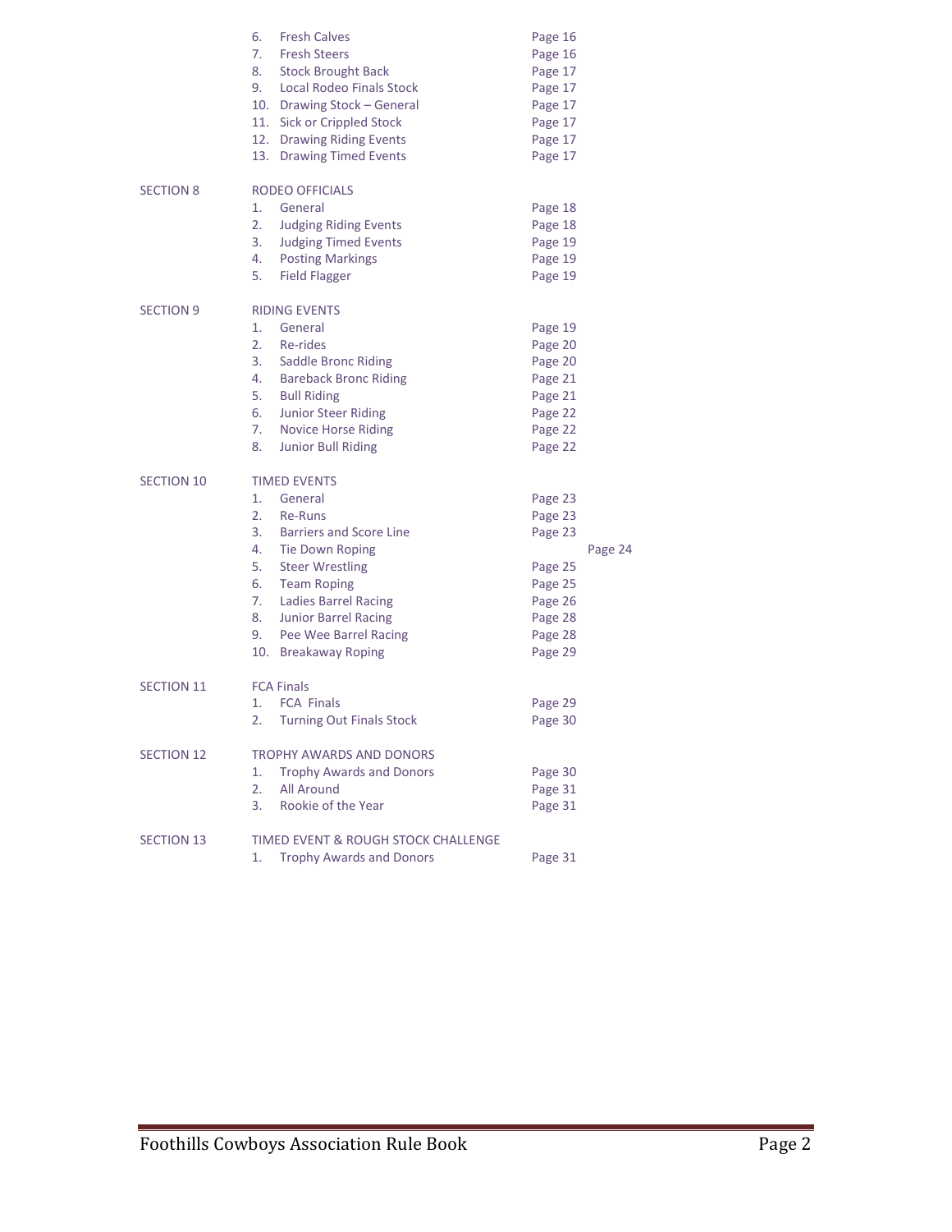| | | |
|---|---|---|
| | 6. Fresh Calves | Page 16 |
| | 7. Fresh Steers | Page 16 |
| | 8. Stock Brought Back | Page 17 |
| | 9. Local Rodeo Finals Stock | Page 17 |
| | 10. Drawing Stock – General | Page 17 |
| | 11. Sick or Crippled Stock | Page 17 |
| | 12. Drawing Riding Events | Page 17 |
| | 13. Drawing Timed Events | Page 17 |
| SECTION 8 | RODEO OFFICIALS | |
| | 1. General | Page 18 |
| | 2. Judging Riding Events | Page 18 |
| | 3. Judging Timed Events | Page 19 |
| | 4. Posting Markings | Page 19 |
| | 5. Field Flagger | Page 19 |
| SECTION 9 | RIDING EVENTS | |
| | 1. General | Page 19 |
| | 2. Re-rides | Page 20 |
| | 3. Saddle Bronc Riding | Page 20 |
| | 4. Bareback Bronc Riding | Page 21 |
| | 5. Bull Riding | Page 21 |
| | 6. Junior Steer Riding | Page 22 |
| | 7. Novice Horse Riding | Page 22 |
| | 8. Junior Bull Riding | Page 22 |
| SECTION 10 | TIMED EVENTS | |
| | 1. General | Page 23 |
| | 2. Re-Runs | Page 23 |
| | 3. Barriers and Score Line | Page 23 |
| | 4. Tie Down Roping | Page 24 |
| | 5. Steer Wrestling | Page 25 |
| | 6. Team Roping | Page 25 |
| | 7. Ladies Barrel Racing | Page 26 |
| | 8. Junior Barrel Racing | Page 28 |
| | 9. Pee Wee Barrel Racing | Page 28 |
| | 10. Breakaway Roping | Page 29 |
| SECTION 11 | FCA Finals | |
| | 1. FCA Finals | Page 29 |
| | 2. Turning Out Finals Stock | Page 30 |
| SECTION 12 | TROPHY AWARDS AND DONORS | |
| | 1. Trophy Awards and Donors | Page 30 |
| | 2. All Around | Page 31 |
| | 3. Rookie of the Year | Page 31 |
| SECTION 13 | TIMED EVENT & ROUGH STOCK CHALLENGE | |
| | 1. Trophy Awards and Donors | Page 31 |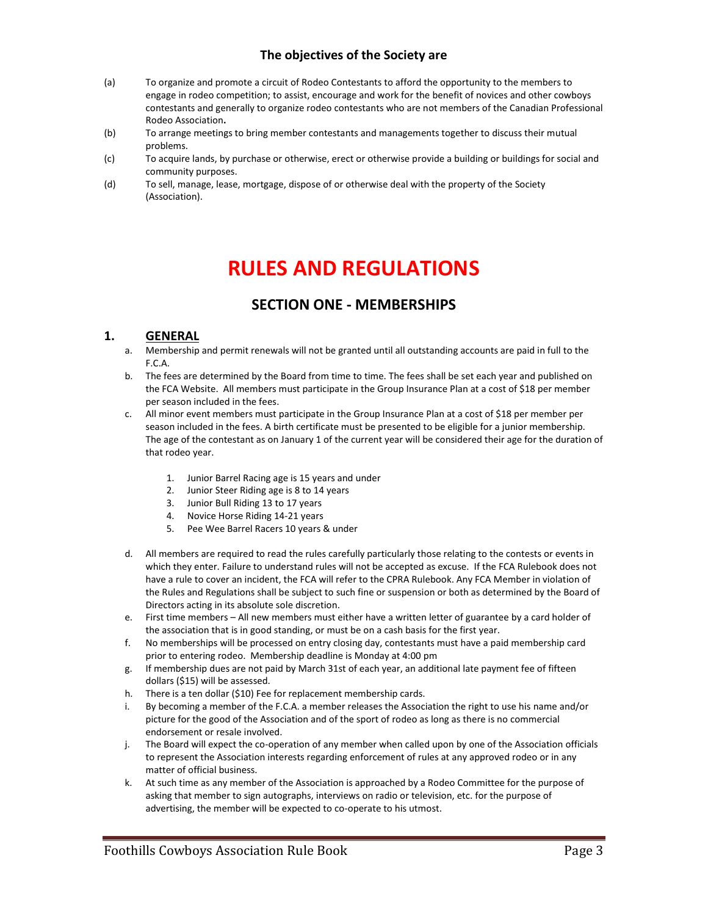### The objectives of the Society are

(a) To organize and promote a circuit of Rodeo Contestants to afford the opportunity to the members to engage in rodeo competition; to assist, encourage and work for the benefit of novices and other cowboys contestants and generally to organize rodeo contestants who are not members of the Canadian Professional Rodeo Association**.**

(b) To arrange meetings to bring member contestants and managements together to discuss their mutual problems.

(c) To acquire lands, by purchase or otherwise, erect or otherwise provide a building or buildings for social and community purposes.

(d) To sell, manage, lease, mortgage, dispose of or otherwise deal with the property of the Society (Association).

# RULES AND REGULATIONS

## SECTION ONE - MEMBERSHIPS

### 1. GENERAL

a. Membership and permit renewals will not be granted until all outstanding accounts are paid in full to the F.C.A.

b. The fees are determined by the Board from time to time. The fees shall be set each year and published on the FCA Website. All members must participate in the Group Insurance Plan at a cost of $18 per member per season included in the fees.

c. All minor event members must participate in the Group Insurance Plan at a cost of $18 per member per season included in the fees. A birth certificate must be presented to be eligible for a junior membership. The age of the contestant as on January 1 of the current year will be considered their age for the duration of that rodeo year.

   1. Junior Barrel Racing age is 15 years and under
   2. Junior Steer Riding age is 8 to 14 years
   3. Junior Bull Riding 13 to 17 years
   4. Novice Horse Riding 14-21 years
   5. Pee Wee Barrel Racers 10 years & under

d. All members are required to read the rules carefully particularly those relating to the contests or events in which they enter. Failure to understand rules will not be accepted as excuse. If the FCA Rulebook does not have a rule to cover an incident, the FCA will refer to the CPRA Rulebook. Any FCA Member in violation of the Rules and Regulations shall be subject to such fine or suspension or both as determined by the Board of Directors acting in its absolute sole discretion.

e. First time members – All new members must either have a written letter of guarantee by a card holder of the association that is in good standing, or must be on a cash basis for the first year.

f. No memberships will be processed on entry closing day, contestants must have a paid membership card prior to entering rodeo. Membership deadline is Monday at 4:00 pm

g. If membership dues are not paid by March 31st of each year, an additional late payment fee of fifteen dollars ($15) will be assessed.

h. There is a ten dollar ($10) Fee for replacement membership cards.

i. By becoming a member of the F.C.A. a member releases the Association the right to use his name and/or picture for the good of the Association and of the sport of rodeo as long as there is no commercial endorsement or resale involved.

j. The Board will expect the co-operation of any member when called upon by one of the Association officials to represent the Association interests regarding enforcement of rules at any approved rodeo or in any matter of official business.

k. At such time as any member of the Association is approached by a Rodeo Committee for the purpose of asking that member to sign autographs, interviews on radio or television, etc. for the purpose of advertising, the member will be expected to co-operate to his utmost.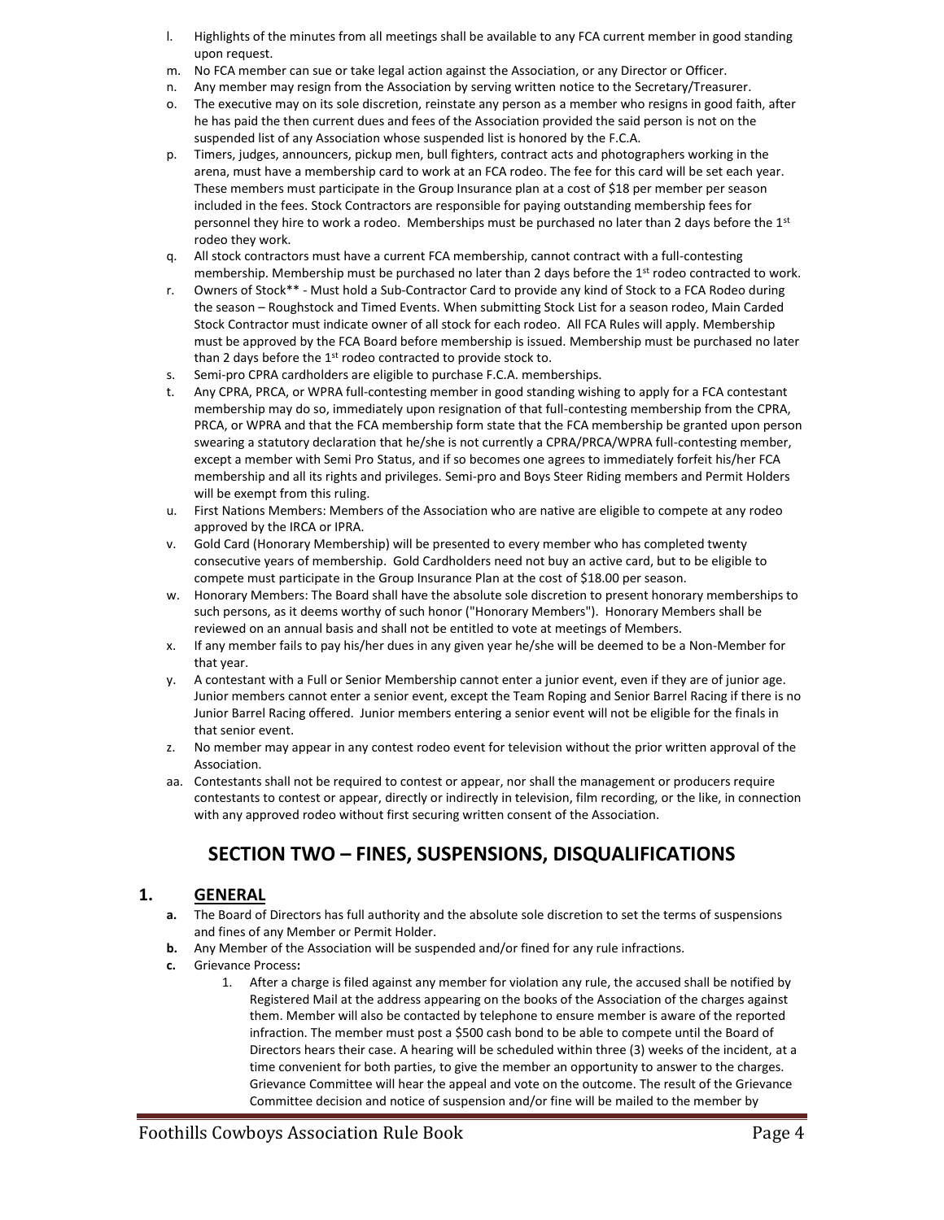l. Highlights of the minutes from all meetings shall be available to any FCA current member in good standing upon request.
m. No FCA member can sue or take legal action against the Association, or any Director or Officer.
n. Any member may resign from the Association by serving written notice to the Secretary/Treasurer.
o. The executive may on its sole discretion, reinstate any person as a member who resigns in good faith, after he has paid the then current dues and fees of the Association provided the said person is not on the suspended list of any Association whose suspended list is honored by the F.C.A.
p. Timers, judges, announcers, pickup men, bull fighters, contract acts and photographers working in the arena, must have a membership card to work at an FCA rodeo. The fee for this card will be set each year. These members must participate in the Group Insurance plan at a cost of $18 per member per season included in the fees. Stock Contractors are responsible for paying outstanding membership fees for personnel they hire to work a rodeo. Memberships must be purchased no later than 2 days before the 1st rodeo they work.
q. All stock contractors must have a current FCA membership, cannot contract with a full-contesting membership. Membership must be purchased no later than 2 days before the 1st rodeo contracted to work.
r. Owners of Stock** - Must hold a Sub-Contractor Card to provide any kind of Stock to a FCA Rodeo during the season – Roughstock and Timed Events. When submitting Stock List for a season rodeo, Main Carded Stock Contractor must indicate owner of all stock for each rodeo. All FCA Rules will apply. Membership must be approved by the FCA Board before membership is issued. Membership must be purchased no later than 2 days before the 1st rodeo contracted to provide stock to.
s. Semi-pro CPRA cardholders are eligible to purchase F.C.A. memberships.
t. Any CPRA, PRCA, or WPRA full-contesting member in good standing wishing to apply for a FCA contestant membership may do so, immediately upon resignation of that full-contesting membership from the CPRA, PRCA, or WPRA and that the FCA membership form state that the FCA membership be granted upon person swearing a statutory declaration that he/she is not currently a CPRA/PRCA/WPRA full-contesting member, except a member with Semi Pro Status, and if so becomes one agrees to immediately forfeit his/her FCA membership and all its rights and privileges. Semi-pro and Boys Steer Riding members and Permit Holders will be exempt from this ruling.
u. First Nations Members: Members of the Association who are native are eligible to compete at any rodeo approved by the IRCA or IPRA.
v. Gold Card (Honorary Membership) will be presented to every member who has completed twenty consecutive years of membership. Gold Cardholders need not buy an active card, but to be eligible to compete must participate in the Group Insurance Plan at the cost of $18.00 per season.
w. Honorary Members: The Board shall have the absolute sole discretion to present honorary memberships to such persons, as it deems worthy of such honor ("Honorary Members"). Honorary Members shall be reviewed on an annual basis and shall not be entitled to vote at meetings of Members.
x. If any member fails to pay his/her dues in any given year he/she will be deemed to be a Non-Member for that year.
y. A contestant with a Full or Senior Membership cannot enter a junior event, even if they are of junior age. Junior members cannot enter a senior event, except the Team Roping and Senior Barrel Racing if there is no Junior Barrel Racing offered. Junior members entering a senior event will not be eligible for the finals in that senior event.
z. No member may appear in any contest rodeo event for television without the prior written approval of the Association.
aa. Contestants shall not be required to contest or appear, nor shall the management or producers require contestants to contest or appear, directly or indirectly in television, film recording, or the like, in connection with any approved rodeo without first securing written consent of the Association.

# SECTION TWO – FINES, SUSPENSIONS, DISQUALIFICATIONS

## 1. GENERAL

**a.** The Board of Directors has full authority and the absolute sole discretion to set the terms of suspensions and fines of any Member or Permit Holder.

**b.** Any Member of the Association will be suspended and/or fined for any rule infractions.

**c.** Grievance Process**:**

1. After a charge is filed against any member for violation any rule, the accused shall be notified by Registered Mail at the address appearing on the books of the Association of the charges against them. Member will also be contacted by telephone to ensure member is aware of the reported infraction. The member must post a $500 cash bond to be able to compete until the Board of Directors hears their case. A hearing will be scheduled within three (3) weeks of the incident, at a time convenient for both parties, to give the member an opportunity to answer to the charges. Grievance Committee will hear the appeal and vote on the outcome. The result of the Grievance Committee decision and notice of suspension and/or fine will be mailed to the member by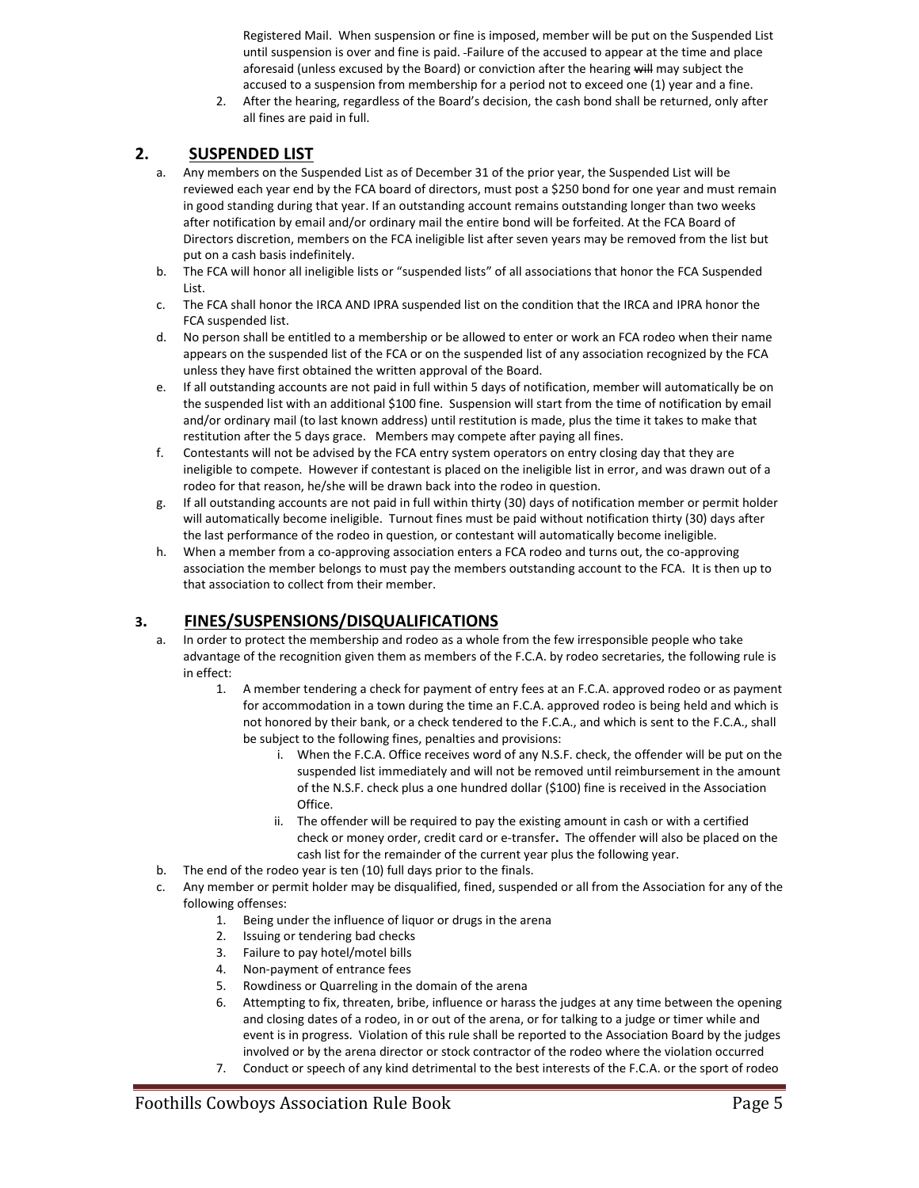Registered Mail. When suspension or fine is imposed, member will be put on the Suspended List until suspension is over and fine is paid. -Failure of the accused to appear at the time and place aforesaid (unless excused by the Board) or conviction after the hearing ~~will~~ may subject the accused to a suspension from membership for a period not to exceed one (1) year and a fine.

2. After the hearing, regardless of the Board's decision, the cash bond shall be returned, only after all fines are paid in full.

## 2. SUSPENDED LIST

a. Any members on the Suspended List as of December 31 of the prior year, the Suspended List will be reviewed each year end by the FCA board of directors, must post a $250 bond for one year and must remain in good standing during that year. If an outstanding account remains outstanding longer than two weeks after notification by email and/or ordinary mail the entire bond will be forfeited. At the FCA Board of Directors discretion, members on the FCA ineligible list after seven years may be removed from the list but put on a cash basis indefinitely.

b. The FCA will honor all ineligible lists or "suspended lists" of all associations that honor the FCA Suspended List.

c. The FCA shall honor the IRCA AND IPRA suspended list on the condition that the IRCA and IPRA honor the FCA suspended list.

d. No person shall be entitled to a membership or be allowed to enter or work an FCA rodeo when their name appears on the suspended list of the FCA or on the suspended list of any association recognized by the FCA unless they have first obtained the written approval of the Board.

e. If all outstanding accounts are not paid in full within 5 days of notification, member will automatically be on the suspended list with an additional $100 fine. Suspension will start from the time of notification by email and/or ordinary mail (to last known address) until restitution is made, plus the time it takes to make that restitution after the 5 days grace. Members may compete after paying all fines.

f. Contestants will not be advised by the FCA entry system operators on entry closing day that they are ineligible to compete. However if contestant is placed on the ineligible list in error, and was drawn out of a rodeo for that reason, he/she will be drawn back into the rodeo in question.

g. If all outstanding accounts are not paid in full within thirty (30) days of notification member or permit holder will automatically become ineligible. Turnout fines must be paid without notification thirty (30) days after the last performance of the rodeo in question, or contestant will automatically become ineligible.

h. When a member from a co-approving association enters a FCA rodeo and turns out, the co-approving association the member belongs to must pay the members outstanding account to the FCA. It is then up to that association to collect from their member.

## 3. FINES/SUSPENSIONS/DISQUALIFICATIONS

a. In order to protect the membership and rodeo as a whole from the few irresponsible people who take advantage of the recognition given them as members of the F.C.A. by rodeo secretaries, the following rule is in effect:

   1. A member tendering a check for payment of entry fees at an F.C.A. approved rodeo or as payment for accommodation in a town during the time an F.C.A. approved rodeo is being held and which is not honored by their bank, or a check tendered to the F.C.A., and which is sent to the F.C.A., shall be subject to the following fines, penalties and provisions:

      i. When the F.C.A. Office receives word of any N.S.F. check, the offender will be put on the suspended list immediately and will not be removed until reimbursement in the amount of the N.S.F. check plus a one hundred dollar ($100) fine is received in the Association Office.

      ii. The offender will be required to pay the existing amount in cash or with a certified check or money order, credit card or e-transfer**.** The offender will also be placed on the cash list for the remainder of the current year plus the following year.

b. The end of the rodeo year is ten (10) full days prior to the finals.

c. Any member or permit holder may be disqualified, fined, suspended or all from the Association for any of the following offenses:

   1. Being under the influence of liquor or drugs in the arena
   2. Issuing or tendering bad checks
   3. Failure to pay hotel/motel bills
   4. Non-payment of entrance fees
   5. Rowdiness or Quarreling in the domain of the arena
   6. Attempting to fix, threaten, bribe, influence or harass the judges at any time between the opening and closing dates of a rodeo, in or out of the arena, or for talking to a judge or timer while and event is in progress. Violation of this rule shall be reported to the Association Board by the judges involved or by the arena director or stock contractor of the rodeo where the violation occurred
   7. Conduct or speech of any kind detrimental to the best interests of the F.C.A. or the sport of rodeo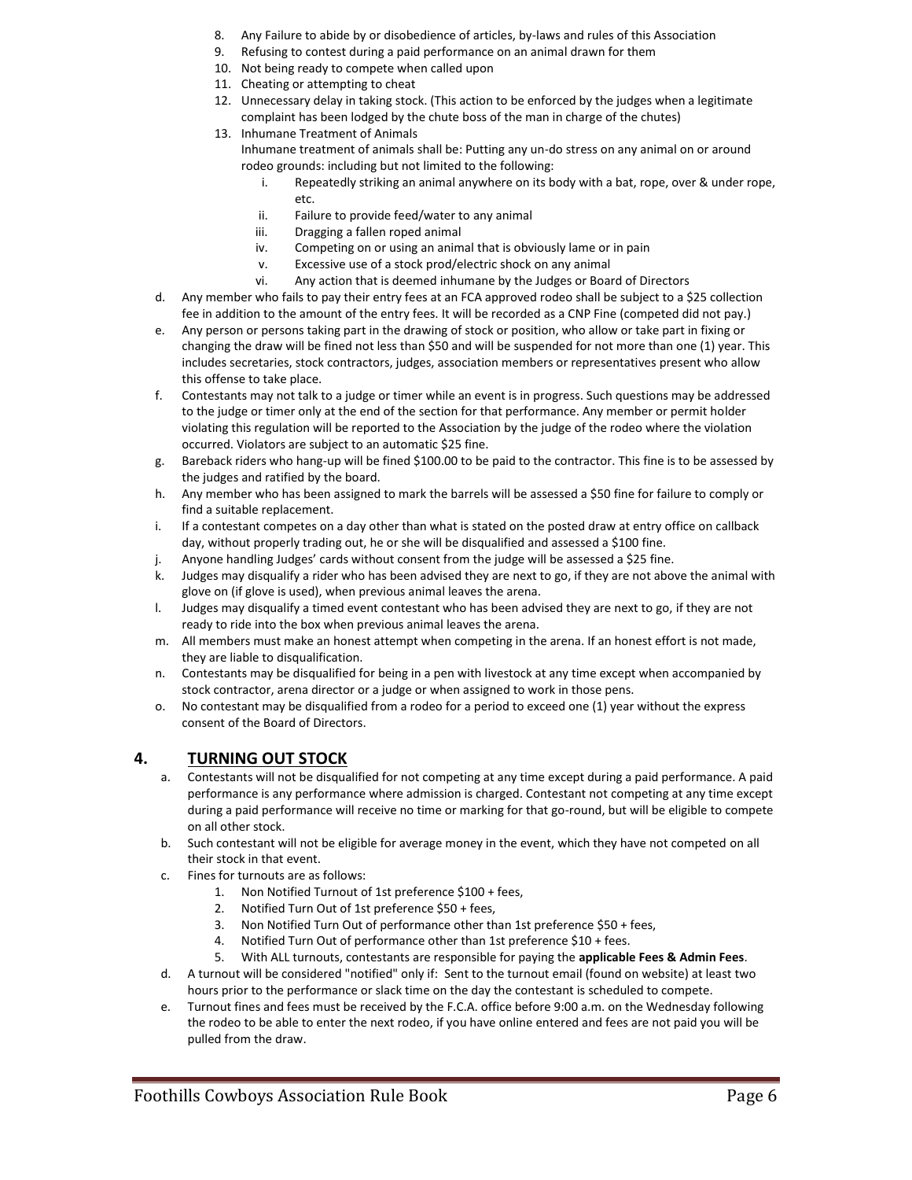8. Any Failure to abide by or disobedience of articles, by-laws and rules of this Association
9. Refusing to contest during a paid performance on an animal drawn for them
10. Not being ready to compete when called upon
11. Cheating or attempting to cheat
12. Unnecessary delay in taking stock. (This action to be enforced by the judges when a legitimate complaint has been lodged by the chute boss of the man in charge of the chutes)
13. Inhumane Treatment of Animals
    Inhumane treatment of animals shall be: Putting any un-do stress on any animal on or around rodeo grounds: including but not limited to the following:
    i. Repeatedly striking an animal anywhere on its body with a bat, rope, over & under rope, etc.
    ii. Failure to provide feed/water to any animal
    iii. Dragging a fallen roped animal
    iv. Competing on or using an animal that is obviously lame or in pain
    v. Excessive use of a stock prod/electric shock on any animal
    vi. Any action that is deemed inhumane by the Judges or Board of Directors

d. Any member who fails to pay their entry fees at an FCA approved rodeo shall be subject to a $25 collection fee in addition to the amount of the entry fees. It will be recorded as a CNP Fine (competed did not pay.)

e. Any person or persons taking part in the drawing of stock or position, who allow or take part in fixing or changing the draw will be fined not less than $50 and will be suspended for not more than one (1) year. This includes secretaries, stock contractors, judges, association members or representatives present who allow this offense to take place.

f. Contestants may not talk to a judge or timer while an event is in progress. Such questions may be addressed to the judge or timer only at the end of the section for that performance. Any member or permit holder violating this regulation will be reported to the Association by the judge of the rodeo where the violation occurred. Violators are subject to an automatic $25 fine.

g. Bareback riders who hang-up will be fined $100.00 to be paid to the contractor. This fine is to be assessed by the judges and ratified by the board.

h. Any member who has been assigned to mark the barrels will be assessed a $50 fine for failure to comply or find a suitable replacement.

i. If a contestant competes on a day other than what is stated on the posted draw at entry office on callback day, without properly trading out, he or she will be disqualified and assessed a $100 fine.

j. Anyone handling Judges' cards without consent from the judge will be assessed a $25 fine.

k. Judges may disqualify a rider who has been advised they are next to go, if they are not above the animal with glove on (if glove is used), when previous animal leaves the arena.

l. Judges may disqualify a timed event contestant who has been advised they are next to go, if they are not ready to ride into the box when previous animal leaves the arena.

m. All members must make an honest attempt when competing in the arena. If an honest effort is not made, they are liable to disqualification.

n. Contestants may be disqualified for being in a pen with livestock at any time except when accompanied by stock contractor, arena director or a judge or when assigned to work in those pens.

o. No contestant may be disqualified from a rodeo for a period to exceed one (1) year without the express consent of the Board of Directors.

## 4. <u>TURNING OUT STOCK</u>

a. Contestants will not be disqualified for not competing at any time except during a paid performance. A paid performance is any performance where admission is charged. Contestant not competing at any time except during a paid performance will receive no time or marking for that go-round, but will be eligible to compete on all other stock.

b. Such contestant will not be eligible for average money in the event, which they have not competed on all their stock in that event.

c. Fines for turnouts are as follows:
   1. Non Notified Turnout of 1st preference $100 + fees,
   2. Notified Turn Out of 1st preference $50 + fees,
   3. Non Notified Turn Out of performance other than 1st preference $50 + fees,
   4. Notified Turn Out of performance other than 1st preference $10 + fees.
   5. With ALL turnouts, contestants are responsible for paying the **applicable Fees & Admin Fees**.

d. A turnout will be considered "notified" only if: Sent to the turnout email (found on website) at least two hours prior to the performance or slack time on the day the contestant is scheduled to compete.

e. Turnout fines and fees must be received by the F.C.A. office before 9:00 a.m. on the Wednesday following the rodeo to be able to enter the next rodeo, if you have online entered and fees are not paid you will be pulled from the draw.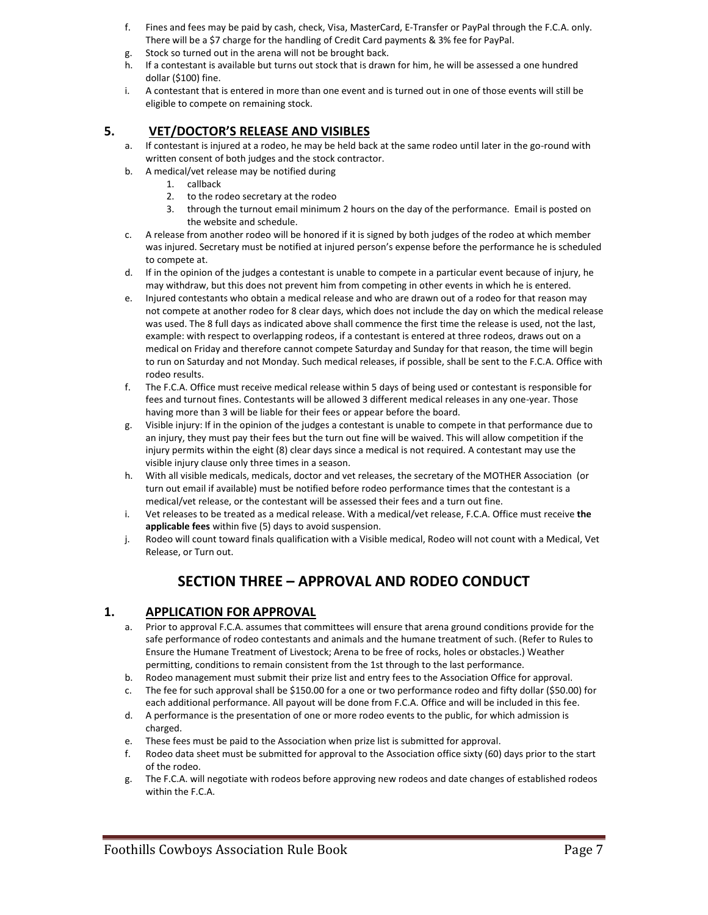f. Fines and fees may be paid by cash, check, Visa, MasterCard, E-Transfer or PayPal through the F.C.A. only. There will be a $7 charge for the handling of Credit Card payments & 3% fee for PayPal.
g. Stock so turned out in the arena will not be brought back.
h. If a contestant is available but turns out stock that is drawn for him, he will be assessed a one hundred dollar ($100) fine.
i. A contestant that is entered in more than one event and is turned out in one of those events will still be eligible to compete on remaining stock.

## 5. VET/DOCTOR'S RELEASE AND VISIBLES

a. If contestant is injured at a rodeo, he may be held back at the same rodeo until later in the go-round with written consent of both judges and the stock contractor.
b. A medical/vet release may be notified during
   1. callback
   2. to the rodeo secretary at the rodeo
   3. through the turnout email minimum 2 hours on the day of the performance. Email is posted on the website and schedule.
c. A release from another rodeo will be honored if it is signed by both judges of the rodeo at which member was injured. Secretary must be notified at injured person's expense before the performance he is scheduled to compete at.
d. If in the opinion of the judges a contestant is unable to compete in a particular event because of injury, he may withdraw, but this does not prevent him from competing in other events in which he is entered.
e. Injured contestants who obtain a medical release and who are drawn out of a rodeo for that reason may not compete at another rodeo for 8 clear days, which does not include the day on which the medical release was used. The 8 full days as indicated above shall commence the first time the release is used, not the last, example: with respect to overlapping rodeos, if a contestant is entered at three rodeos, draws out on a medical on Friday and therefore cannot compete Saturday and Sunday for that reason, the time will begin to run on Saturday and not Monday. Such medical releases, if possible, shall be sent to the F.C.A. Office with rodeo results.
f. The F.C.A. Office must receive medical release within 5 days of being used or contestant is responsible for fees and turnout fines. Contestants will be allowed 3 different medical releases in any one-year. Those having more than 3 will be liable for their fees or appear before the board.
g. Visible injury: If in the opinion of the judges a contestant is unable to compete in that performance due to an injury, they must pay their fees but the turn out fine will be waived. This will allow competition if the injury permits within the eight (8) clear days since a medical is not required. A contestant may use the visible injury clause only three times in a season.
h. With all visible medicals, medicals, doctor and vet releases, the secretary of the MOTHER Association (or turn out email if available) must be notified before rodeo performance times that the contestant is a medical/vet release, or the contestant will be assessed their fees and a turn out fine.
i. Vet releases to be treated as a medical release. With a medical/vet release, F.C.A. Office must receive **the applicable fees** within five (5) days to avoid suspension.
j. Rodeo will count toward finals qualification with a Visible medical, Rodeo will not count with a Medical, Vet Release, or Turn out.

# SECTION THREE – APPROVAL AND RODEO CONDUCT

## 1. APPLICATION FOR APPROVAL

a. Prior to approval F.C.A. assumes that committees will ensure that arena ground conditions provide for the safe performance of rodeo contestants and animals and the humane treatment of such. (Refer to Rules to Ensure the Humane Treatment of Livestock; Arena to be free of rocks, holes or obstacles.) Weather permitting, conditions to remain consistent from the 1st through to the last performance.
b. Rodeo management must submit their prize list and entry fees to the Association Office for approval.
c. The fee for such approval shall be $150.00 for a one or two performance rodeo and fifty dollar ($50.00) for each additional performance. All payout will be done from F.C.A. Office and will be included in this fee.
d. A performance is the presentation of one or more rodeo events to the public, for which admission is charged.
e. These fees must be paid to the Association when prize list is submitted for approval.
f. Rodeo data sheet must be submitted for approval to the Association office sixty (60) days prior to the start of the rodeo.
g. The F.C.A. will negotiate with rodeos before approving new rodeos and date changes of established rodeos within the F.C.A.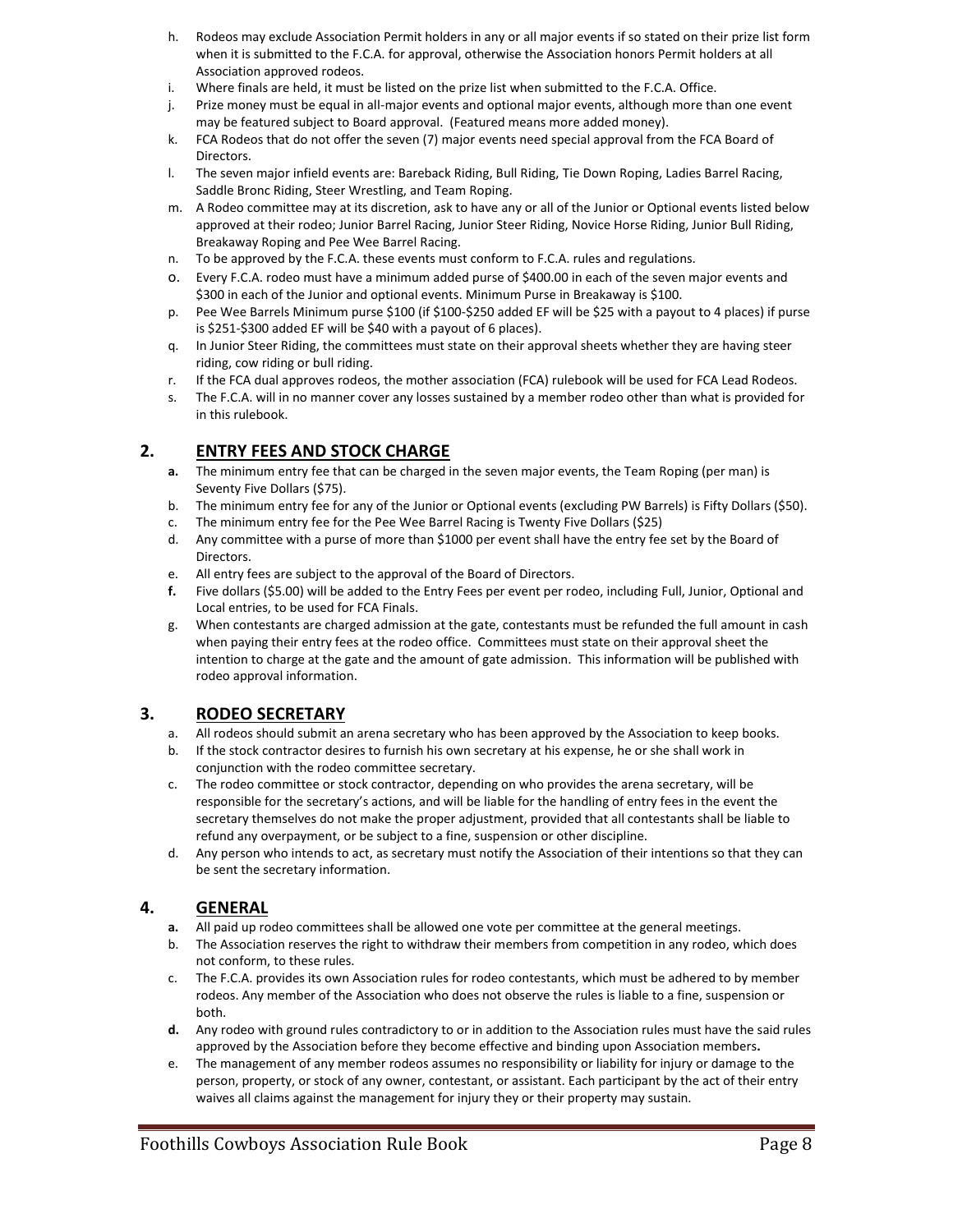h. Rodeos may exclude Association Permit holders in any or all major events if so stated on their prize list form when it is submitted to the F.C.A. for approval, otherwise the Association honors Permit holders at all Association approved rodeos.
i. Where finals are held, it must be listed on the prize list when submitted to the F.C.A. Office.
j. Prize money must be equal in all-major events and optional major events, although more than one event may be featured subject to Board approval. (Featured means more added money).
k. FCA Rodeos that do not offer the seven (7) major events need special approval from the FCA Board of Directors.
l. The seven major infield events are: Bareback Riding, Bull Riding, Tie Down Roping, Ladies Barrel Racing, Saddle Bronc Riding, Steer Wrestling, and Team Roping.
m. A Rodeo committee may at its discretion, ask to have any or all of the Junior or Optional events listed below approved at their rodeo; Junior Barrel Racing, Junior Steer Riding, Novice Horse Riding, Junior Bull Riding, Breakaway Roping and Pee Wee Barrel Racing.
n. To be approved by the F.C.A. these events must conform to F.C.A. rules and regulations.
o. Every F.C.A. rodeo must have a minimum added purse of $400.00 in each of the seven major events and $300 in each of the Junior and optional events. Minimum Purse in Breakaway is $100.
p. Pee Wee Barrels Minimum purse $100 (if $100-$250 added EF will be $25 with a payout to 4 places) if purse is $251-$300 added EF will be $40 with a payout of 6 places).
q. In Junior Steer Riding, the committees must state on their approval sheets whether they are having steer riding, cow riding or bull riding.
r. If the FCA dual approves rodeos, the mother association (FCA) rulebook will be used for FCA Lead Rodeos.
s. The F.C.A. will in no manner cover any losses sustained by a member rodeo other than what is provided for in this rulebook.

## 2. ENTRY FEES AND STOCK CHARGE

**a.** The minimum entry fee that can be charged in the seven major events, the Team Roping (per man) is Seventy Five Dollars ($75).
b. The minimum entry fee for any of the Junior or Optional events (excluding PW Barrels) is Fifty Dollars ($50).
c. The minimum entry fee for the Pee Wee Barrel Racing is Twenty Five Dollars ($25)
d. Any committee with a purse of more than $1000 per event shall have the entry fee set by the Board of Directors.
e. All entry fees are subject to the approval of the Board of Directors.
**f.** Five dollars ($5.00) will be added to the Entry Fees per event per rodeo, including Full, Junior, Optional and Local entries, to be used for FCA Finals.
g. When contestants are charged admission at the gate, contestants must be refunded the full amount in cash when paying their entry fees at the rodeo office. Committees must state on their approval sheet the intention to charge at the gate and the amount of gate admission. This information will be published with rodeo approval information.

## 3. RODEO SECRETARY

a. All rodeos should submit an arena secretary who has been approved by the Association to keep books.
b. If the stock contractor desires to furnish his own secretary at his expense, he or she shall work in conjunction with the rodeo committee secretary.
c. The rodeo committee or stock contractor, depending on who provides the arena secretary, will be responsible for the secretary's actions, and will be liable for the handling of entry fees in the event the secretary themselves do not make the proper adjustment, provided that all contestants shall be liable to refund any overpayment, or be subject to a fine, suspension or other discipline.
d. Any person who intends to act, as secretary must notify the Association of their intentions so that they can be sent the secretary information.

## 4. GENERAL

**a.** All paid up rodeo committees shall be allowed one vote per committee at the general meetings.
b. The Association reserves the right to withdraw their members from competition in any rodeo, which does not conform, to these rules.
c. The F.C.A. provides its own Association rules for rodeo contestants, which must be adhered to by member rodeos. Any member of the Association who does not observe the rules is liable to a fine, suspension or both.
**d.** Any rodeo with ground rules contradictory to or in addition to the Association rules must have the said rules approved by the Association before they become effective and binding upon Association members**.**
e. The management of any member rodeos assumes no responsibility or liability for injury or damage to the person, property, or stock of any owner, contestant, or assistant. Each participant by the act of their entry waives all claims against the management for injury they or their property may sustain.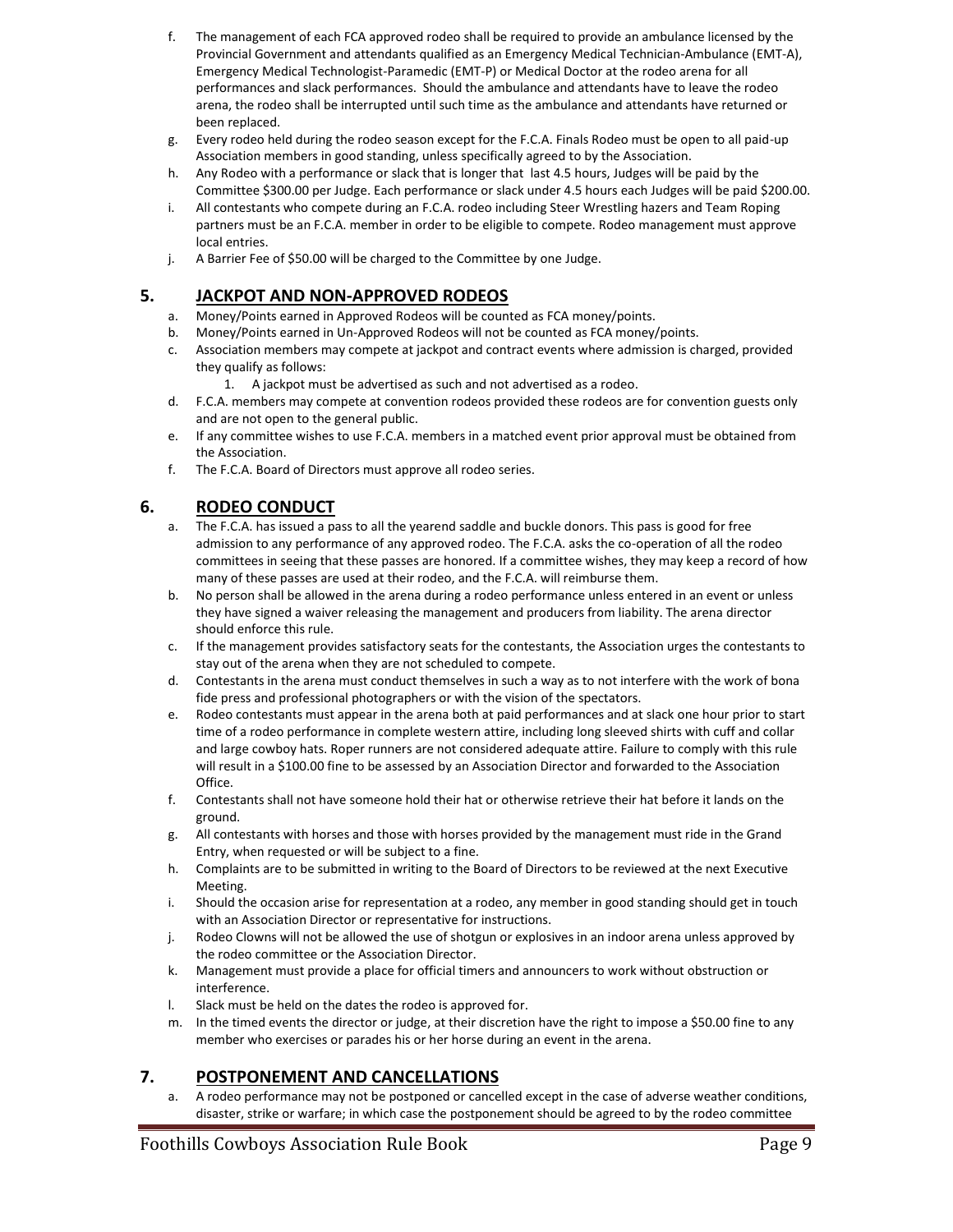f. The management of each FCA approved rodeo shall be required to provide an ambulance licensed by the Provincial Government and attendants qualified as an Emergency Medical Technician-Ambulance (EMT-A), Emergency Medical Technologist-Paramedic (EMT-P) or Medical Doctor at the rodeo arena for all performances and slack performances. Should the ambulance and attendants have to leave the rodeo arena, the rodeo shall be interrupted until such time as the ambulance and attendants have returned or been replaced.

g. Every rodeo held during the rodeo season except for the F.C.A. Finals Rodeo must be open to all paid-up Association members in good standing, unless specifically agreed to by the Association.

h. Any Rodeo with a performance or slack that is longer that last 4.5 hours, Judges will be paid by the Committee $300.00 per Judge. Each performance or slack under 4.5 hours each Judges will be paid $200.00.

i. All contestants who compete during an F.C.A. rodeo including Steer Wrestling hazers and Team Roping partners must be an F.C.A. member in order to be eligible to compete. Rodeo management must approve local entries.

j. A Barrier Fee of $50.00 will be charged to the Committee by one Judge.

## 5. JACKPOT AND NON-APPROVED RODEOS

a. Money/Points earned in Approved Rodeos will be counted as FCA money/points.

b. Money/Points earned in Un-Approved Rodeos will not be counted as FCA money/points.

c. Association members may compete at jackpot and contract events where admission is charged, provided they qualify as follows:
   1. A jackpot must be advertised as such and not advertised as a rodeo.

d. F.C.A. members may compete at convention rodeos provided these rodeos are for convention guests only and are not open to the general public.

e. If any committee wishes to use F.C.A. members in a matched event prior approval must be obtained from the Association.

f. The F.C.A. Board of Directors must approve all rodeo series.

## 6. RODEO CONDUCT

a. The F.C.A. has issued a pass to all the yearend saddle and buckle donors. This pass is good for free admission to any performance of any approved rodeo. The F.C.A. asks the co-operation of all the rodeo committees in seeing that these passes are honored. If a committee wishes, they may keep a record of how many of these passes are used at their rodeo, and the F.C.A. will reimburse them.

b. No person shall be allowed in the arena during a rodeo performance unless entered in an event or unless they have signed a waiver releasing the management and producers from liability. The arena director should enforce this rule.

c. If the management provides satisfactory seats for the contestants, the Association urges the contestants to stay out of the arena when they are not scheduled to compete.

d. Contestants in the arena must conduct themselves in such a way as to not interfere with the work of bona fide press and professional photographers or with the vision of the spectators.

e. Rodeo contestants must appear in the arena both at paid performances and at slack one hour prior to start time of a rodeo performance in complete western attire, including long sleeved shirts with cuff and collar and large cowboy hats. Roper runners are not considered adequate attire. Failure to comply with this rule will result in a $100.00 fine to be assessed by an Association Director and forwarded to the Association Office.

f. Contestants shall not have someone hold their hat or otherwise retrieve their hat before it lands on the ground.

g. All contestants with horses and those with horses provided by the management must ride in the Grand Entry, when requested or will be subject to a fine.

h. Complaints are to be submitted in writing to the Board of Directors to be reviewed at the next Executive Meeting.

i. Should the occasion arise for representation at a rodeo, any member in good standing should get in touch with an Association Director or representative for instructions.

j. Rodeo Clowns will not be allowed the use of shotgun or explosives in an indoor arena unless approved by the rodeo committee or the Association Director.

k. Management must provide a place for official timers and announcers to work without obstruction or interference.

l. Slack must be held on the dates the rodeo is approved for.

m. In the timed events the director or judge, at their discretion have the right to impose a $50.00 fine to any member who exercises or parades his or her horse during an event in the arena.

## 7. POSTPONEMENT AND CANCELLATIONS

a. A rodeo performance may not be postponed or cancelled except in the case of adverse weather conditions, disaster, strike or warfare; in which case the postponement should be agreed to by the rodeo committee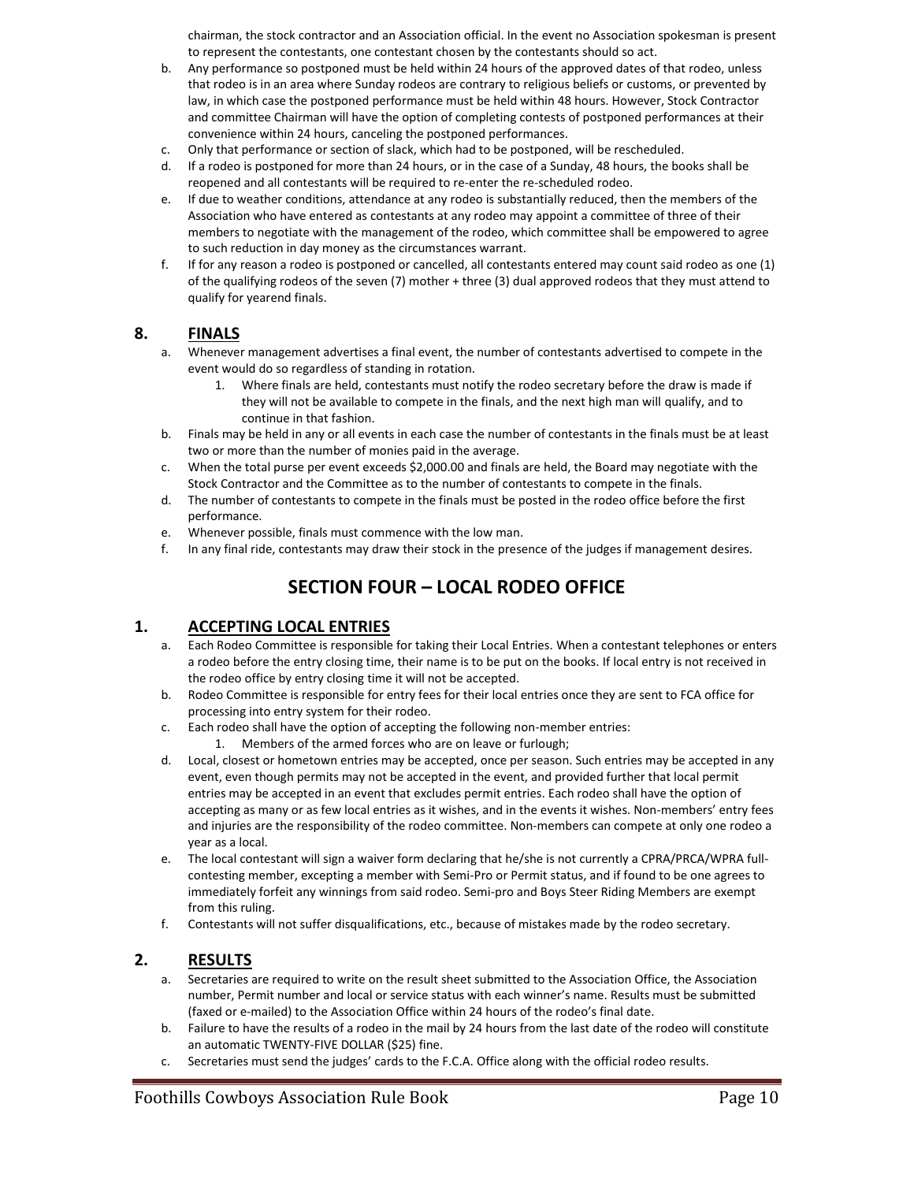chairman, the stock contractor and an Association official. In the event no Association spokesman is present to represent the contestants, one contestant chosen by the contestants should so act.

b. Any performance so postponed must be held within 24 hours of the approved dates of that rodeo, unless that rodeo is in an area where Sunday rodeos are contrary to religious beliefs or customs, or prevented by law, in which case the postponed performance must be held within 48 hours. However, Stock Contractor and committee Chairman will have the option of completing contests of postponed performances at their convenience within 24 hours, canceling the postponed performances.
c. Only that performance or section of slack, which had to be postponed, will be rescheduled.
d. If a rodeo is postponed for more than 24 hours, or in the case of a Sunday, 48 hours, the books shall be reopened and all contestants will be required to re-enter the re-scheduled rodeo.
e. If due to weather conditions, attendance at any rodeo is substantially reduced, then the members of the Association who have entered as contestants at any rodeo may appoint a committee of three of their members to negotiate with the management of the rodeo, which committee shall be empowered to agree to such reduction in day money as the circumstances warrant.
f. If for any reason a rodeo is postponed or cancelled, all contestants entered may count said rodeo as one (1) of the qualifying rodeos of the seven (7) mother + three (3) dual approved rodeos that they must attend to qualify for yearend finals.

## 8. FINALS

a. Whenever management advertises a final event, the number of contestants advertised to compete in the event would do so regardless of standing in rotation.
   1. Where finals are held, contestants must notify the rodeo secretary before the draw is made if they will not be available to compete in the finals, and the next high man will qualify, and to continue in that fashion.
b. Finals may be held in any or all events in each case the number of contestants in the finals must be at least two or more than the number of monies paid in the average.
c. When the total purse per event exceeds $2,000.00 and finals are held, the Board may negotiate with the Stock Contractor and the Committee as to the number of contestants to compete in the finals.
d. The number of contestants to compete in the finals must be posted in the rodeo office before the first performance.
e. Whenever possible, finals must commence with the low man.
f. In any final ride, contestants may draw their stock in the presence of the judges if management desires.

# SECTION FOUR – LOCAL RODEO OFFICE

## 1. ACCEPTING LOCAL ENTRIES

a. Each Rodeo Committee is responsible for taking their Local Entries. When a contestant telephones or enters a rodeo before the entry closing time, their name is to be put on the books. If local entry is not received in the rodeo office by entry closing time it will not be accepted.
b. Rodeo Committee is responsible for entry fees for their local entries once they are sent to FCA office for processing into entry system for their rodeo.
c. Each rodeo shall have the option of accepting the following non-member entries:
   1. Members of the armed forces who are on leave or furlough;
d. Local, closest or hometown entries may be accepted, once per season. Such entries may be accepted in any event, even though permits may not be accepted in the event, and provided further that local permit entries may be accepted in an event that excludes permit entries. Each rodeo shall have the option of accepting as many or as few local entries as it wishes, and in the events it wishes. Non-members' entry fees and injuries are the responsibility of the rodeo committee. Non-members can compete at only one rodeo a year as a local.
e. The local contestant will sign a waiver form declaring that he/she is not currently a CPRA/PRCA/WPRA full-contesting member, excepting a member with Semi-Pro or Permit status, and if found to be one agrees to immediately forfeit any winnings from said rodeo. Semi-pro and Boys Steer Riding Members are exempt from this ruling.
f. Contestants will not suffer disqualifications, etc., because of mistakes made by the rodeo secretary.

## 2. RESULTS

a. Secretaries are required to write on the result sheet submitted to the Association Office, the Association number, Permit number and local or service status with each winner's name. Results must be submitted (faxed or e-mailed) to the Association Office within 24 hours of the rodeo's final date.
b. Failure to have the results of a rodeo in the mail by 24 hours from the last date of the rodeo will constitute an automatic TWENTY-FIVE DOLLAR ($25) fine.
c. Secretaries must send the judges' cards to the F.C.A. Office along with the official rodeo results.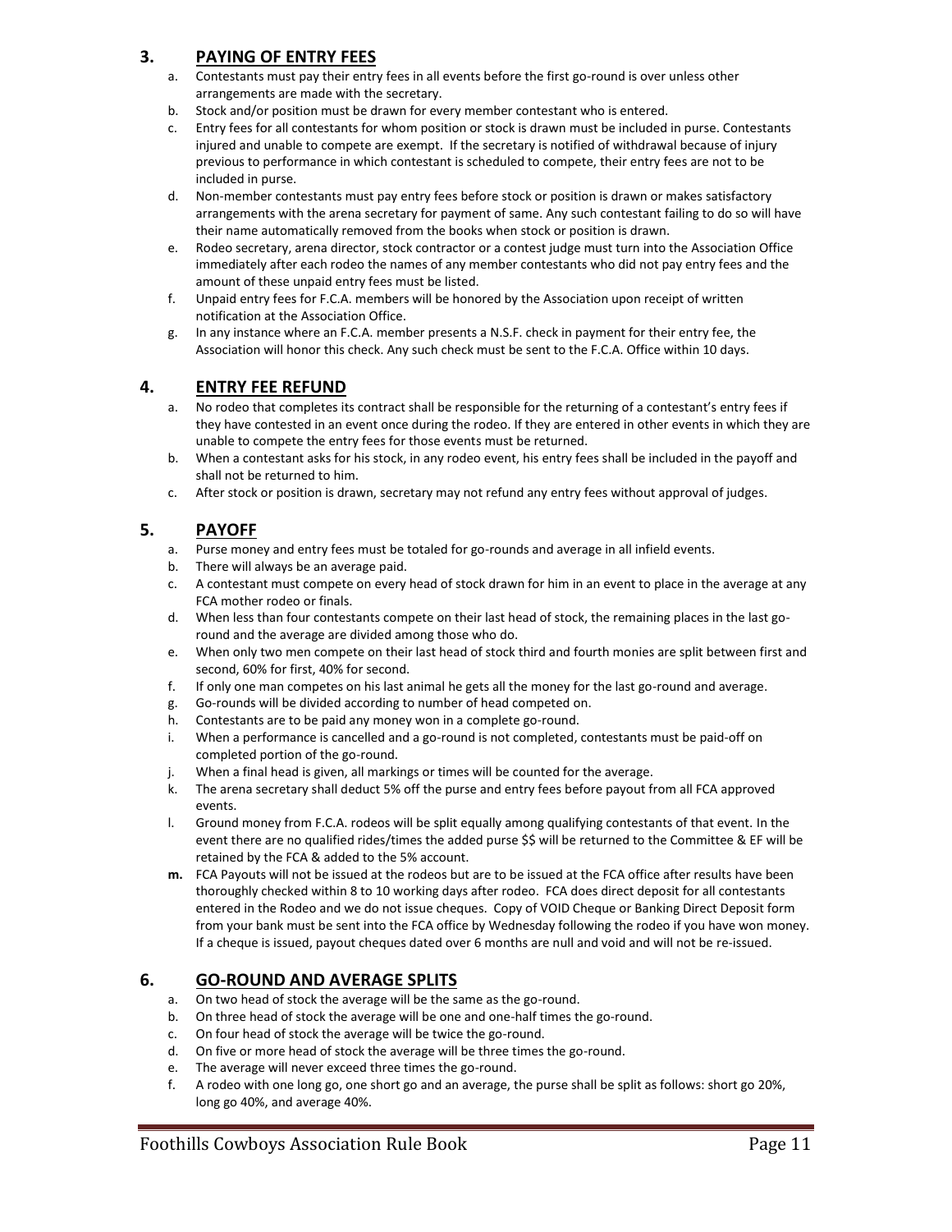## 3. PAYING OF ENTRY FEES

a. Contestants must pay their entry fees in all events before the first go-round is over unless other arrangements are made with the secretary.
b. Stock and/or position must be drawn for every member contestant who is entered.
c. Entry fees for all contestants for whom position or stock is drawn must be included in purse. Contestants injured and unable to compete are exempt. If the secretary is notified of withdrawal because of injury previous to performance in which contestant is scheduled to compete, their entry fees are not to be included in purse.
d. Non-member contestants must pay entry fees before stock or position is drawn or makes satisfactory arrangements with the arena secretary for payment of same. Any such contestant failing to do so will have their name automatically removed from the books when stock or position is drawn.
e. Rodeo secretary, arena director, stock contractor or a contest judge must turn into the Association Office immediately after each rodeo the names of any member contestants who did not pay entry fees and the amount of these unpaid entry fees must be listed.
f. Unpaid entry fees for F.C.A. members will be honored by the Association upon receipt of written notification at the Association Office.
g. In any instance where an F.C.A. member presents a N.S.F. check in payment for their entry fee, the Association will honor this check. Any such check must be sent to the F.C.A. Office within 10 days.

## 4. ENTRY FEE REFUND

a. No rodeo that completes its contract shall be responsible for the returning of a contestant's entry fees if they have contested in an event once during the rodeo. If they are entered in other events in which they are unable to compete the entry fees for those events must be returned.
b. When a contestant asks for his stock, in any rodeo event, his entry fees shall be included in the payoff and shall not be returned to him.
c. After stock or position is drawn, secretary may not refund any entry fees without approval of judges.

## 5. PAYOFF

a. Purse money and entry fees must be totaled for go-rounds and average in all infield events.
b. There will always be an average paid.
c. A contestant must compete on every head of stock drawn for him in an event to place in the average at any FCA mother rodeo or finals.
d. When less than four contestants compete on their last head of stock, the remaining places in the last go-round and the average are divided among those who do.
e. When only two men compete on their last head of stock third and fourth monies are split between first and second, 60% for first, 40% for second.
f. If only one man competes on his last animal he gets all the money for the last go-round and average.
g. Go-rounds will be divided according to number of head competed on.
h. Contestants are to be paid any money won in a complete go-round.
i. When a performance is cancelled and a go-round is not completed, contestants must be paid-off on completed portion of the go-round.
j. When a final head is given, all markings or times will be counted for the average.
k. The arena secretary shall deduct 5% off the purse and entry fees before payout from all FCA approved events.
l. Ground money from F.C.A. rodeos will be split equally among qualifying contestants of that event. In the event there are no qualified rides/times the added purse $$ will be returned to the Committee & EF will be retained by the FCA & added to the 5% account.
**m.** FCA Payouts will not be issued at the rodeos but are to be issued at the FCA office after results have been thoroughly checked within 8 to 10 working days after rodeo. FCA does direct deposit for all contestants entered in the Rodeo and we do not issue cheques. Copy of VOID Cheque or Banking Direct Deposit form from your bank must be sent into the FCA office by Wednesday following the rodeo if you have won money. If a cheque is issued, payout cheques dated over 6 months are null and void and will not be re-issued.

## 6. GO-ROUND AND AVERAGE SPLITS

a. On two head of stock the average will be the same as the go-round.
b. On three head of stock the average will be one and one-half times the go-round.
c. On four head of stock the average will be twice the go-round.
d. On five or more head of stock the average will be three times the go-round.
e. The average will never exceed three times the go-round.
f. A rodeo with one long go, one short go and an average, the purse shall be split as follows: short go 20%, long go 40%, and average 40%.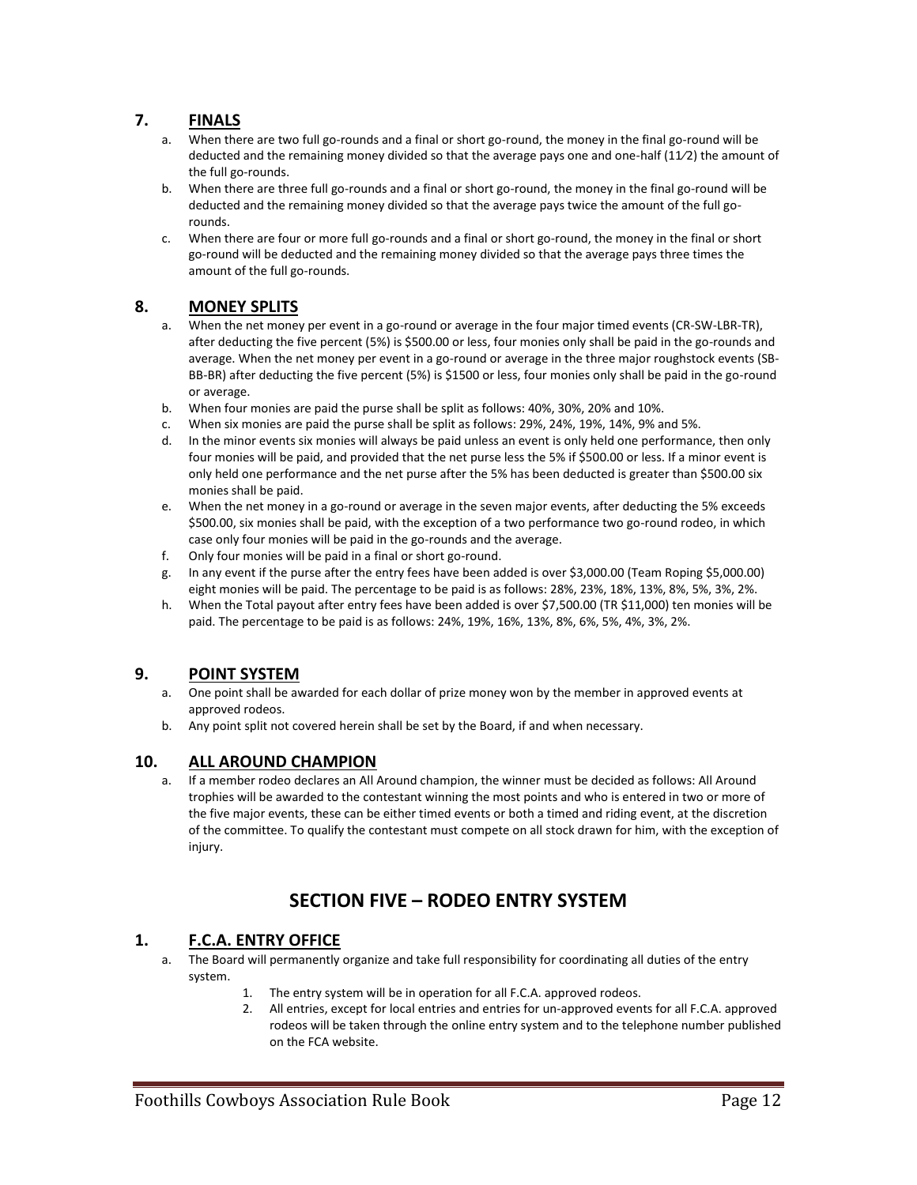## 7. FINALS

a. When there are two full go-rounds and a final or short go-round, the money in the final go-round will be deducted and the remaining money divided so that the average pays one and one-half (1½) the amount of the full go-rounds.
b. When there are three full go-rounds and a final or short go-round, the money in the final go-round will be deducted and the remaining money divided so that the average pays twice the amount of the full go-rounds.
c. When there are four or more full go-rounds and a final or short go-round, the money in the final or short go-round will be deducted and the remaining money divided so that the average pays three times the amount of the full go-rounds.

## 8. MONEY SPLITS

a. When the net money per event in a go-round or average in the four major timed events (CR-SW-LBR-TR), after deducting the five percent (5%) is $500.00 or less, four monies only shall be paid in the go-rounds and average. When the net money per event in a go-round or average in the three major roughstock events (SB-BB-BR) after deducting the five percent (5%) is $1500 or less, four monies only shall be paid in the go-round or average.
b. When four monies are paid the purse shall be split as follows: 40%, 30%, 20% and 10%.
c. When six monies are paid the purse shall be split as follows: 29%, 24%, 19%, 14%, 9% and 5%.
d. In the minor events six monies will always be paid unless an event is only held one performance, then only four monies will be paid, and provided that the net purse less the 5% if $500.00 or less. If a minor event is only held one performance and the net purse after the 5% has been deducted is greater than $500.00 six monies shall be paid.
e. When the net money in a go-round or average in the seven major events, after deducting the 5% exceeds $500.00, six monies shall be paid, with the exception of a two performance two go-round rodeo, in which case only four monies will be paid in the go-rounds and the average.
f. Only four monies will be paid in a final or short go-round.
g. In any event if the purse after the entry fees have been added is over $3,000.00 (Team Roping $5,000.00) eight monies will be paid. The percentage to be paid is as follows: 28%, 23%, 18%, 13%, 8%, 5%, 3%, 2%.
h. When the Total payout after entry fees have been added is over $7,500.00 (TR $11,000) ten monies will be paid. The percentage to be paid is as follows: 24%, 19%, 16%, 13%, 8%, 6%, 5%, 4%, 3%, 2%.

## 9. POINT SYSTEM

a. One point shall be awarded for each dollar of prize money won by the member in approved events at approved rodeos.
b. Any point split not covered herein shall be set by the Board, if and when necessary.

## 10. ALL AROUND CHAMPION

a. If a member rodeo declares an All Around champion, the winner must be decided as follows: All Around trophies will be awarded to the contestant winning the most points and who is entered in two or more of the five major events, these can be either timed events or both a timed and riding event, at the discretion of the committee. To qualify the contestant must compete on all stock drawn for him, with the exception of injury.

# SECTION FIVE – RODEO ENTRY SYSTEM

## 1. F.C.A. ENTRY OFFICE

a. The Board will permanently organize and take full responsibility for coordinating all duties of the entry system.
    1. The entry system will be in operation for all F.C.A. approved rodeos.
    2. All entries, except for local entries and entries for un-approved events for all F.C.A. approved rodeos will be taken through the online entry system and to the telephone number published on the FCA website.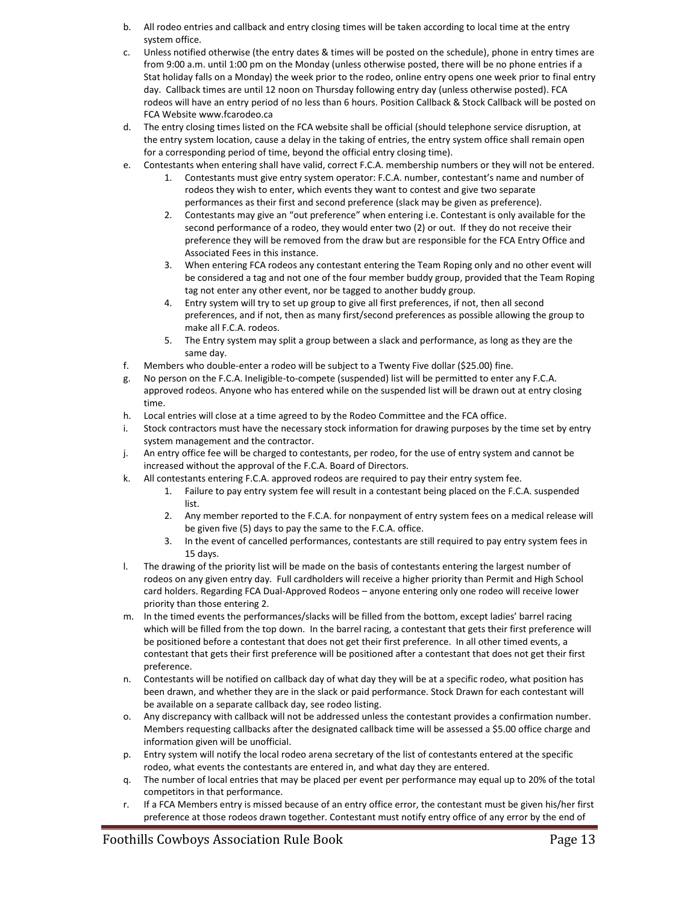b. All rodeo entries and callback and entry closing times will be taken according to local time at the entry system office.

c. Unless notified otherwise (the entry dates & times will be posted on the schedule), phone in entry times are from 9:00 a.m. until 1:00 pm on the Monday (unless otherwise posted, there will be no phone entries if a Stat holiday falls on a Monday) the week prior to the rodeo, online entry opens one week prior to final entry day. Callback times are until 12 noon on Thursday following entry day (unless otherwise posted). FCA rodeos will have an entry period of no less than 6 hours. Position Callback & Stock Callback will be posted on FCA Website www.fcarodeo.ca

d. The entry closing times listed on the FCA website shall be official (should telephone service disruption, at the entry system location, cause a delay in the taking of entries, the entry system office shall remain open for a corresponding period of time, beyond the official entry closing time).

e. Contestants when entering shall have valid, correct F.C.A. membership numbers or they will not be entered.
   1. Contestants must give entry system operator: F.C.A. number, contestant's name and number of rodeos they wish to enter, which events they want to contest and give two separate performances as their first and second preference (slack may be given as preference).
   2. Contestants may give an "out preference" when entering i.e. Contestant is only available for the second performance of a rodeo, they would enter two (2) or out. If they do not receive their preference they will be removed from the draw but are responsible for the FCA Entry Office and Associated Fees in this instance.
   3. When entering FCA rodeos any contestant entering the Team Roping only and no other event will be considered a tag and not one of the four member buddy group, provided that the Team Roping tag not enter any other event, nor be tagged to another buddy group.
   4. Entry system will try to set up group to give all first preferences, if not, then all second preferences, and if not, then as many first/second preferences as possible allowing the group to make all F.C.A. rodeos.
   5. The Entry system may split a group between a slack and performance, as long as they are the same day.

f. Members who double-enter a rodeo will be subject to a Twenty Five dollar ($25.00) fine.

g. No person on the F.C.A. Ineligible-to-compete (suspended) list will be permitted to enter any F.C.A. approved rodeos. Anyone who has entered while on the suspended list will be drawn out at entry closing time.

h. Local entries will close at a time agreed to by the Rodeo Committee and the FCA office.

i. Stock contractors must have the necessary stock information for drawing purposes by the time set by entry system management and the contractor.

j. An entry office fee will be charged to contestants, per rodeo, for the use of entry system and cannot be increased without the approval of the F.C.A. Board of Directors.

k. All contestants entering F.C.A. approved rodeos are required to pay their entry system fee.
   1. Failure to pay entry system fee will result in a contestant being placed on the F.C.A. suspended list.
   2. Any member reported to the F.C.A. for nonpayment of entry system fees on a medical release will be given five (5) days to pay the same to the F.C.A. office.
   3. In the event of cancelled performances, contestants are still required to pay entry system fees in 15 days.

l. The drawing of the priority list will be made on the basis of contestants entering the largest number of rodeos on any given entry day. Full cardholders will receive a higher priority than Permit and High School card holders. Regarding FCA Dual-Approved Rodeos – anyone entering only one rodeo will receive lower priority than those entering 2.

m. In the timed events the performances/slacks will be filled from the bottom, except ladies' barrel racing which will be filled from the top down. In the barrel racing, a contestant that gets their first preference will be positioned before a contestant that does not get their first preference. In all other timed events, a contestant that gets their first preference will be positioned after a contestant that does not get their first preference.

n. Contestants will be notified on callback day of what day they will be at a specific rodeo, what position has been drawn, and whether they are in the slack or paid performance. Stock Drawn for each contestant will be available on a separate callback day, see rodeo listing.

o. Any discrepancy with callback will not be addressed unless the contestant provides a confirmation number. Members requesting callbacks after the designated callback time will be assessed a $5.00 office charge and information given will be unofficial.

p. Entry system will notify the local rodeo arena secretary of the list of contestants entered at the specific rodeo, what events the contestants are entered in, and what day they are entered.

q. The number of local entries that may be placed per event per performance may equal up to 20% of the total competitors in that performance.

r. If a FCA Members entry is missed because of an entry office error, the contestant must be given his/her first preference at those rodeos drawn together. Contestant must notify entry office of any error by the end of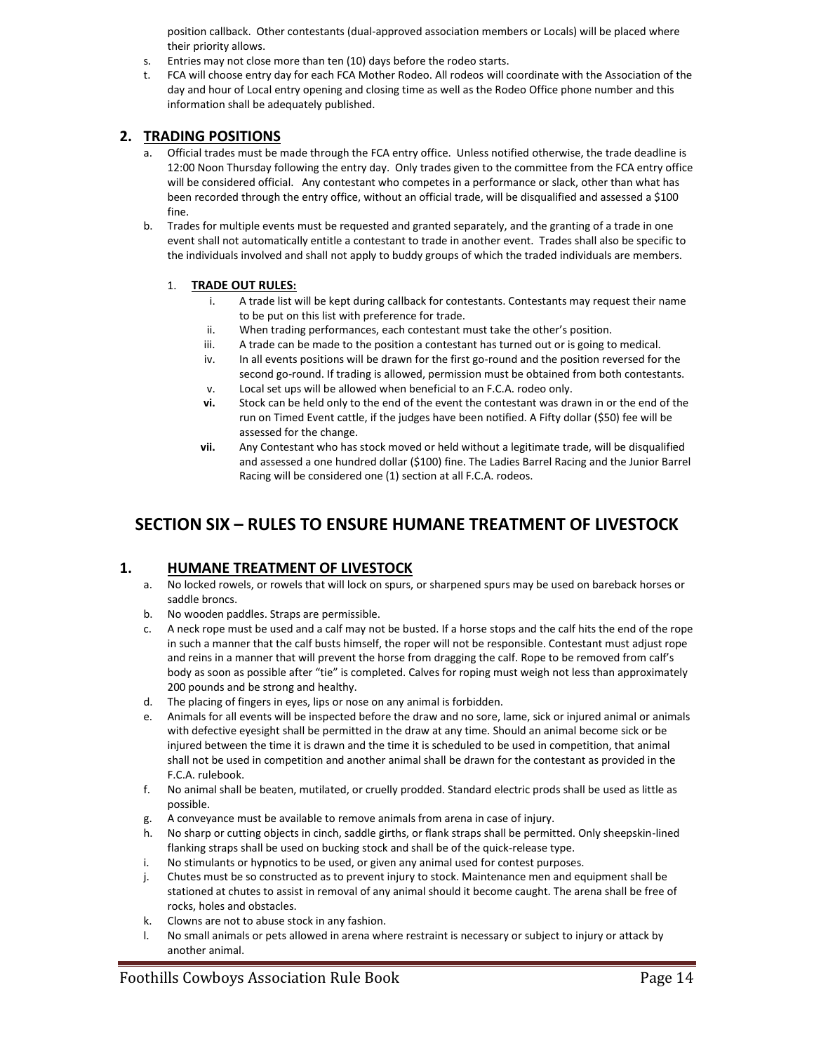position callback. Other contestants (dual-approved association members or Locals) will be placed where their priority allows.

s. Entries may not close more than ten (10) days before the rodeo starts.
t. FCA will choose entry day for each FCA Mother Rodeo. All rodeos will coordinate with the Association of the day and hour of Local entry opening and closing time as well as the Rodeo Office phone number and this information shall be adequately published.

## 2. TRADING POSITIONS

a. Official trades must be made through the FCA entry office. Unless notified otherwise, the trade deadline is 12:00 Noon Thursday following the entry day. Only trades given to the committee from the FCA entry office will be considered official. Any contestant who competes in a performance or slack, other than what has been recorded through the entry office, without an official trade, will be disqualified and assessed a $100 fine.
b. Trades for multiple events must be requested and granted separately, and the granting of a trade in one event shall not automatically entitle a contestant to trade in another event. Trades shall also be specific to the individuals involved and shall not apply to buddy groups of which the traded individuals are members.

### 1. TRADE OUT RULES:

i. A trade list will be kept during callback for contestants. Contestants may request their name to be put on this list with preference for trade.
ii. When trading performances, each contestant must take the other's position.
iii. A trade can be made to the position a contestant has turned out or is going to medical.
iv. In all events positions will be drawn for the first go-round and the position reversed for the second go-round. If trading is allowed, permission must be obtained from both contestants.
v. Local set ups will be allowed when beneficial to an F.C.A. rodeo only.
**vi.** Stock can be held only to the end of the event the contestant was drawn in or the end of the run on Timed Event cattle, if the judges have been notified. A Fifty dollar ($50) fee will be assessed for the change.
**vii.** Any Contestant who has stock moved or held without a legitimate trade, will be disqualified and assessed a one hundred dollar ($100) fine. The Ladies Barrel Racing and the Junior Barrel Racing will be considered one (1) section at all F.C.A. rodeos.

# SECTION SIX – RULES TO ENSURE HUMANE TREATMENT OF LIVESTOCK

## 1. HUMANE TREATMENT OF LIVESTOCK

a. No locked rowels, or rowels that will lock on spurs, or sharpened spurs may be used on bareback horses or saddle broncs.
b. No wooden paddles. Straps are permissible.
c. A neck rope must be used and a calf may not be busted. If a horse stops and the calf hits the end of the rope in such a manner that the calf busts himself, the roper will not be responsible. Contestant must adjust rope and reins in a manner that will prevent the horse from dragging the calf. Rope to be removed from calf's body as soon as possible after "tie" is completed. Calves for roping must weigh not less than approximately 200 pounds and be strong and healthy.
d. The placing of fingers in eyes, lips or nose on any animal is forbidden.
e. Animals for all events will be inspected before the draw and no sore, lame, sick or injured animal or animals with defective eyesight shall be permitted in the draw at any time. Should an animal become sick or be injured between the time it is drawn and the time it is scheduled to be used in competition, that animal shall not be used in competition and another animal shall be drawn for the contestant as provided in the F.C.A. rulebook.
f. No animal shall be beaten, mutilated, or cruelly prodded. Standard electric prods shall be used as little as possible.
g. A conveyance must be available to remove animals from arena in case of injury.
h. No sharp or cutting objects in cinch, saddle girths, or flank straps shall be permitted. Only sheepskin-lined flanking straps shall be used on bucking stock and shall be of the quick-release type.
i. No stimulants or hypnotics to be used, or given any animal used for contest purposes.
j. Chutes must be so constructed as to prevent injury to stock. Maintenance men and equipment shall be stationed at chutes to assist in removal of any animal should it become caught. The arena shall be free of rocks, holes and obstacles.
k. Clowns are not to abuse stock in any fashion.
l. No small animals or pets allowed in arena where restraint is necessary or subject to injury or attack by another animal.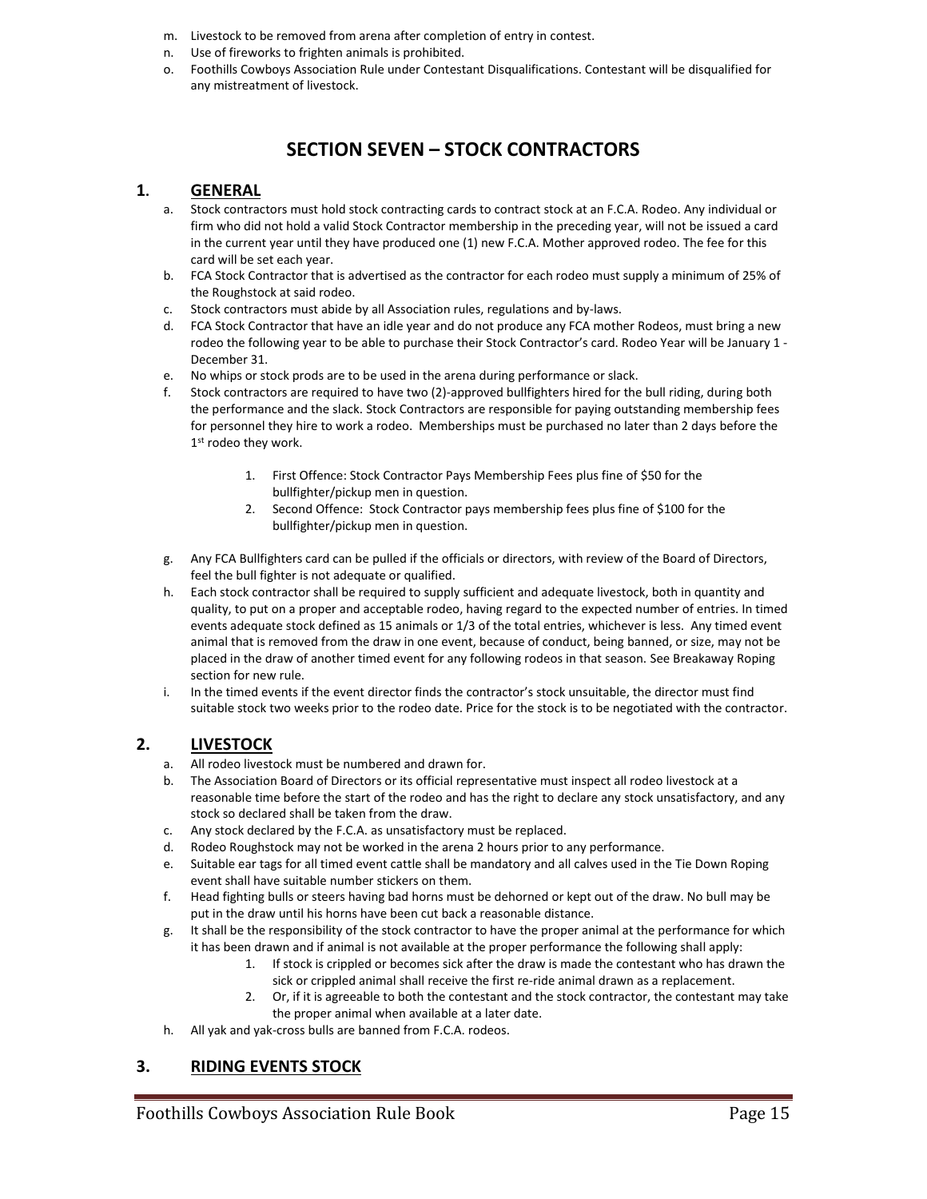m. Livestock to be removed from arena after completion of entry in contest.
n. Use of fireworks to frighten animals is prohibited.
o. Foothills Cowboys Association Rule under Contestant Disqualifications. Contestant will be disqualified for any mistreatment of livestock.

# SECTION SEVEN – STOCK CONTRACTORS

## 1. GENERAL

a. Stock contractors must hold stock contracting cards to contract stock at an F.C.A. Rodeo. Any individual or firm who did not hold a valid Stock Contractor membership in the preceding year, will not be issued a card in the current year until they have produced one (1) new F.C.A. Mother approved rodeo. The fee for this card will be set each year.
b. FCA Stock Contractor that is advertised as the contractor for each rodeo must supply a minimum of 25% of the Roughstock at said rodeo.
c. Stock contractors must abide by all Association rules, regulations and by-laws.
d. FCA Stock Contractor that have an idle year and do not produce any FCA mother Rodeos, must bring a new rodeo the following year to be able to purchase their Stock Contractor's card. Rodeo Year will be January 1 - December 31.
e. No whips or stock prods are to be used in the arena during performance or slack.
f. Stock contractors are required to have two (2)-approved bullfighters hired for the bull riding, during both the performance and the slack. Stock Contractors are responsible for paying outstanding membership fees for personnel they hire to work a rodeo. Memberships must be purchased no later than 2 days before the 1st rodeo they work.
    1. First Offence: Stock Contractor Pays Membership Fees plus fine of $50 for the bullfighter/pickup men in question.
    2. Second Offence: Stock Contractor pays membership fees plus fine of $100 for the bullfighter/pickup men in question.
g. Any FCA Bullfighters card can be pulled if the officials or directors, with review of the Board of Directors, feel the bull fighter is not adequate or qualified.
h. Each stock contractor shall be required to supply sufficient and adequate livestock, both in quantity and quality, to put on a proper and acceptable rodeo, having regard to the expected number of entries. In timed events adequate stock defined as 15 animals or 1/3 of the total entries, whichever is less. Any timed event animal that is removed from the draw in one event, because of conduct, being banned, or size, may not be placed in the draw of another timed event for any following rodeos in that season. See Breakaway Roping section for new rule.
i. In the timed events if the event director finds the contractor's stock unsuitable, the director must find suitable stock two weeks prior to the rodeo date. Price for the stock is to be negotiated with the contractor.

## 2. LIVESTOCK

a. All rodeo livestock must be numbered and drawn for.
b. The Association Board of Directors or its official representative must inspect all rodeo livestock at a reasonable time before the start of the rodeo and has the right to declare any stock unsatisfactory, and any stock so declared shall be taken from the draw.
c. Any stock declared by the F.C.A. as unsatisfactory must be replaced.
d. Rodeo Roughstock may not be worked in the arena 2 hours prior to any performance.
e. Suitable ear tags for all timed event cattle shall be mandatory and all calves used in the Tie Down Roping event shall have suitable number stickers on them.
f. Head fighting bulls or steers having bad horns must be dehorned or kept out of the draw. No bull may be put in the draw until his horns have been cut back a reasonable distance.
g. It shall be the responsibility of the stock contractor to have the proper animal at the performance for which it has been drawn and if animal is not available at the proper performance the following shall apply:
    1. If stock is crippled or becomes sick after the draw is made the contestant who has drawn the sick or crippled animal shall receive the first re-ride animal drawn as a replacement.
    2. Or, if it is agreeable to both the contestant and the stock contractor, the contestant may take the proper animal when available at a later date.
h. All yak and yak-cross bulls are banned from F.C.A. rodeos.

## 3. RIDING EVENTS STOCK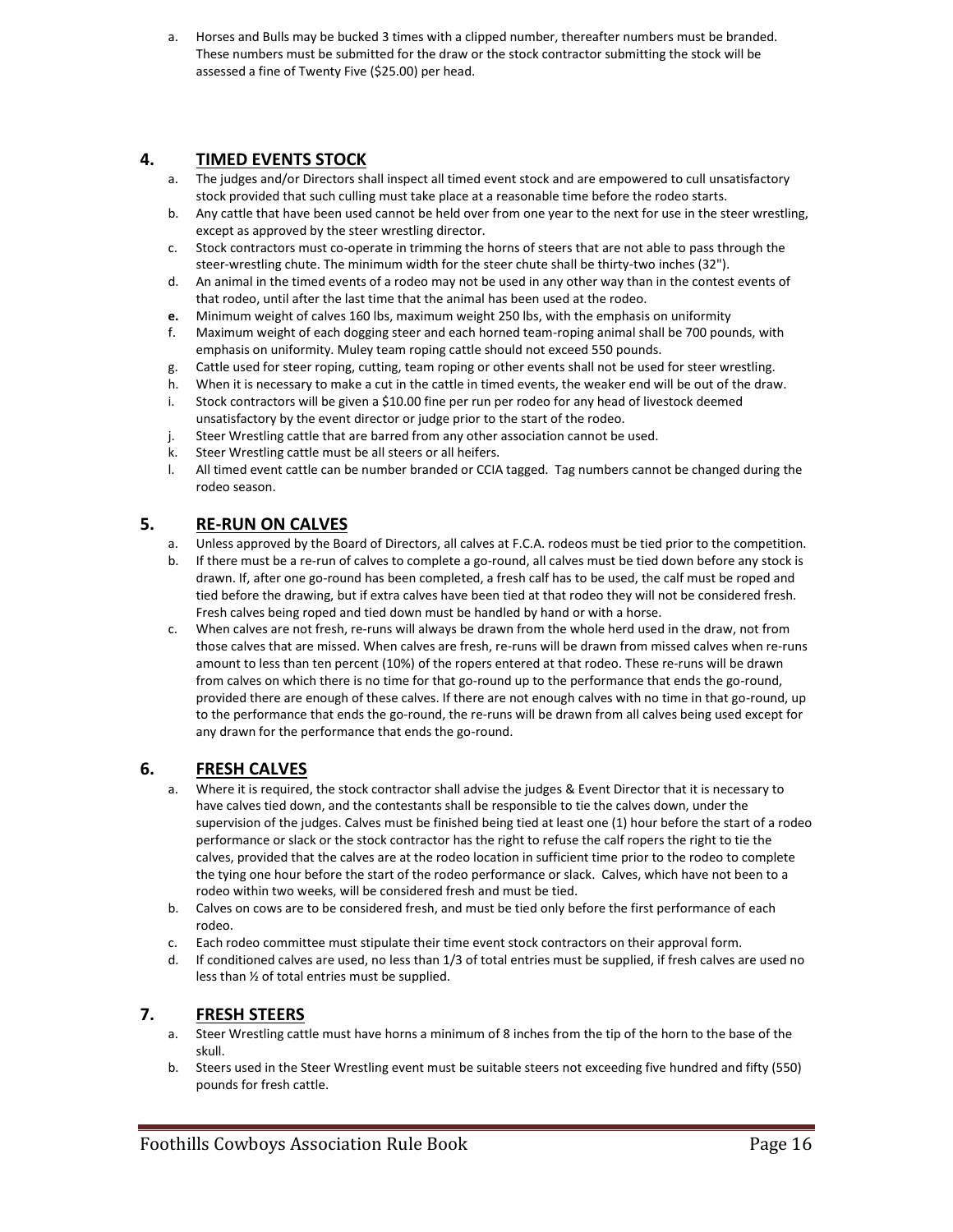a. Horses and Bulls may be bucked 3 times with a clipped number, thereafter numbers must be branded. These numbers must be submitted for the draw or the stock contractor submitting the stock will be assessed a fine of Twenty Five ($25.00) per head.

## 4. TIMED EVENTS STOCK

a. The judges and/or Directors shall inspect all timed event stock and are empowered to cull unsatisfactory stock provided that such culling must take place at a reasonable time before the rodeo starts.
b. Any cattle that have been used cannot be held over from one year to the next for use in the steer wrestling, except as approved by the steer wrestling director.
c. Stock contractors must co-operate in trimming the horns of steers that are not able to pass through the steer-wrestling chute. The minimum width for the steer chute shall be thirty-two inches (32").
d. An animal in the timed events of a rodeo may not be used in any other way than in the contest events of that rodeo, until after the last time that the animal has been used at the rodeo.
**e.** Minimum weight of calves 160 lbs, maximum weight 250 lbs, with the emphasis on uniformity
f. Maximum weight of each dogging steer and each horned team-roping animal shall be 700 pounds, with emphasis on uniformity. Muley team roping cattle should not exceed 550 pounds.
g. Cattle used for steer roping, cutting, team roping or other events shall not be used for steer wrestling.
h. When it is necessary to make a cut in the cattle in timed events, the weaker end will be out of the draw.
i. Stock contractors will be given a $10.00 fine per run per rodeo for any head of livestock deemed unsatisfactory by the event director or judge prior to the start of the rodeo.
j. Steer Wrestling cattle that are barred from any other association cannot be used.
k. Steer Wrestling cattle must be all steers or all heifers.
l. All timed event cattle can be number branded or CCIA tagged. Tag numbers cannot be changed during the rodeo season.

## 5. RE-RUN ON CALVES

a. Unless approved by the Board of Directors, all calves at F.C.A. rodeos must be tied prior to the competition.
b. If there must be a re-run of calves to complete a go-round, all calves must be tied down before any stock is drawn. If, after one go-round has been completed, a fresh calf has to be used, the calf must be roped and tied before the drawing, but if extra calves have been tied at that rodeo they will not be considered fresh. Fresh calves being roped and tied down must be handled by hand or with a horse.
c. When calves are not fresh, re-runs will always be drawn from the whole herd used in the draw, not from those calves that are missed. When calves are fresh, re-runs will be drawn from missed calves when re-runs amount to less than ten percent (10%) of the ropers entered at that rodeo. These re-runs will be drawn from calves on which there is no time for that go-round up to the performance that ends the go-round, provided there are enough of these calves. If there are not enough calves with no time in that go-round, up to the performance that ends the go-round, the re-runs will be drawn from all calves being used except for any drawn for the performance that ends the go-round.

## 6. FRESH CALVES

a. Where it is required, the stock contractor shall advise the judges & Event Director that it is necessary to have calves tied down, and the contestants shall be responsible to tie the calves down, under the supervision of the judges. Calves must be finished being tied at least one (1) hour before the start of a rodeo performance or slack or the stock contractor has the right to refuse the calf ropers the right to tie the calves, provided that the calves are at the rodeo location in sufficient time prior to the rodeo to complete the tying one hour before the start of the rodeo performance or slack. Calves, which have not been to a rodeo within two weeks, will be considered fresh and must be tied.
b. Calves on cows are to be considered fresh, and must be tied only before the first performance of each rodeo.
c. Each rodeo committee must stipulate their time event stock contractors on their approval form.
d. If conditioned calves are used, no less than 1/3 of total entries must be supplied, if fresh calves are used no less than ½ of total entries must be supplied.

## 7. FRESH STEERS

a. Steer Wrestling cattle must have horns a minimum of 8 inches from the tip of the horn to the base of the skull.
b. Steers used in the Steer Wrestling event must be suitable steers not exceeding five hundred and fifty (550) pounds for fresh cattle.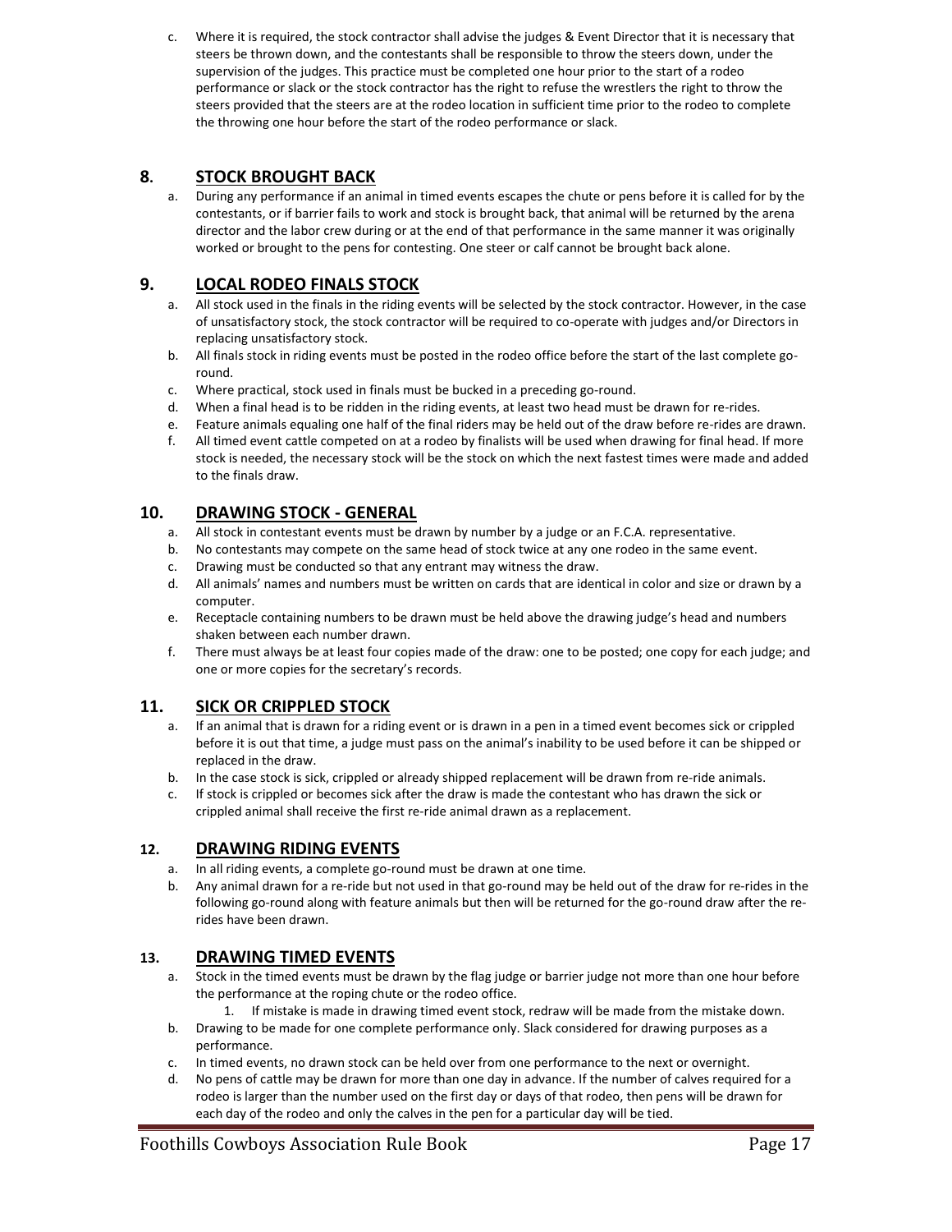c. Where it is required, the stock contractor shall advise the judges & Event Director that it is necessary that steers be thrown down, and the contestants shall be responsible to throw the steers down, under the supervision of the judges. This practice must be completed one hour prior to the start of a rodeo performance or slack or the stock contractor has the right to refuse the wrestlers the right to throw the steers provided that the steers are at the rodeo location in sufficient time prior to the rodeo to complete the throwing one hour before the start of the rodeo performance or slack.

## 8. STOCK BROUGHT BACK

a. During any performance if an animal in timed events escapes the chute or pens before it is called for by the contestants, or if barrier fails to work and stock is brought back, that animal will be returned by the arena director and the labor crew during or at the end of that performance in the same manner it was originally worked or brought to the pens for contesting. One steer or calf cannot be brought back alone.

## 9. LOCAL RODEO FINALS STOCK

a. All stock used in the finals in the riding events will be selected by the stock contractor. However, in the case of unsatisfactory stock, the stock contractor will be required to co-operate with judges and/or Directors in replacing unsatisfactory stock.
b. All finals stock in riding events must be posted in the rodeo office before the start of the last complete go-round.
c. Where practical, stock used in finals must be bucked in a preceding go-round.
d. When a final head is to be ridden in the riding events, at least two head must be drawn for re-rides.
e. Feature animals equaling one half of the final riders may be held out of the draw before re-rides are drawn.
f. All timed event cattle competed on at a rodeo by finalists will be used when drawing for final head. If more stock is needed, the necessary stock will be the stock on which the next fastest times were made and added to the finals draw.

## 10. DRAWING STOCK - GENERAL

a. All stock in contestant events must be drawn by number by a judge or an F.C.A. representative.
b. No contestants may compete on the same head of stock twice at any one rodeo in the same event.
c. Drawing must be conducted so that any entrant may witness the draw.
d. All animals' names and numbers must be written on cards that are identical in color and size or drawn by a computer.
e. Receptacle containing numbers to be drawn must be held above the drawing judge's head and numbers shaken between each number drawn.
f. There must always be at least four copies made of the draw: one to be posted; one copy for each judge; and one or more copies for the secretary's records.

## 11. SICK OR CRIPPLED STOCK

a. If an animal that is drawn for a riding event or is drawn in a pen in a timed event becomes sick or crippled before it is out that time, a judge must pass on the animal's inability to be used before it can be shipped or replaced in the draw.
b. In the case stock is sick, crippled or already shipped replacement will be drawn from re-ride animals.
c. If stock is crippled or becomes sick after the draw is made the contestant who has drawn the sick or crippled animal shall receive the first re-ride animal drawn as a replacement.

## 12. DRAWING RIDING EVENTS

a. In all riding events, a complete go-round must be drawn at one time.
b. Any animal drawn for a re-ride but not used in that go-round may be held out of the draw for re-rides in the following go-round along with feature animals but then will be returned for the go-round draw after the re-rides have been drawn.

## 13. DRAWING TIMED EVENTS

a. Stock in the timed events must be drawn by the flag judge or barrier judge not more than one hour before the performance at the roping chute or the rodeo office.
    1. If mistake is made in drawing timed event stock, redraw will be made from the mistake down.
b. Drawing to be made for one complete performance only. Slack considered for drawing purposes as a performance.
c. In timed events, no drawn stock can be held over from one performance to the next or overnight.
d. No pens of cattle may be drawn for more than one day in advance. If the number of calves required for a rodeo is larger than the number used on the first day or days of that rodeo, then pens will be drawn for each day of the rodeo and only the calves in the pen for a particular day will be tied.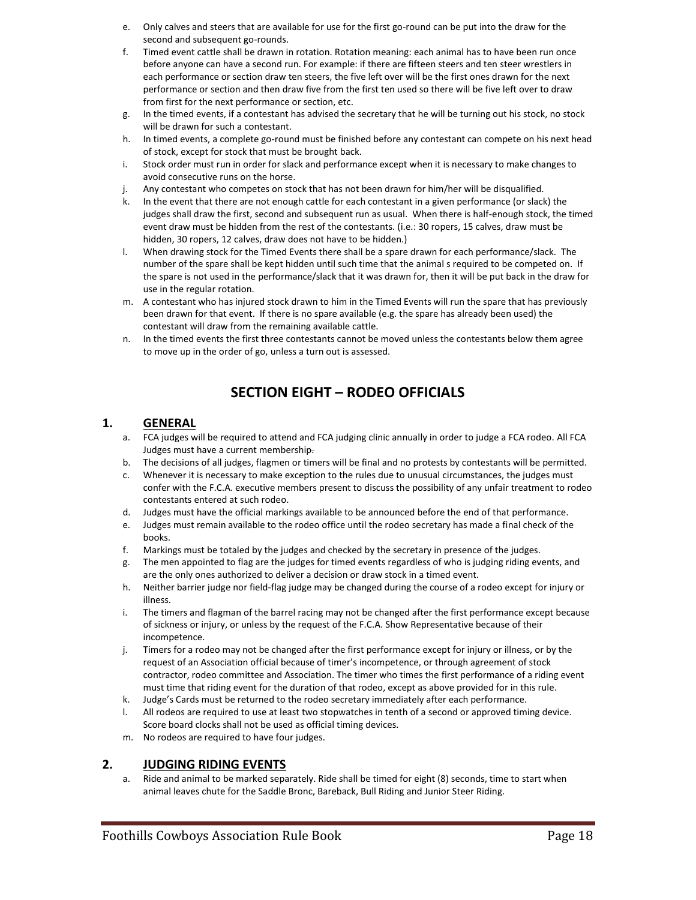e. Only calves and steers that are available for use for the first go-round can be put into the draw for the second and subsequent go-rounds.
f. Timed event cattle shall be drawn in rotation. Rotation meaning: each animal has to have been run once before anyone can have a second run. For example: if there are fifteen steers and ten steer wrestlers in each performance or section draw ten steers, the five left over will be the first ones drawn for the next performance or section and then draw five from the first ten used so there will be five left over to draw from first for the next performance or section, etc.
g. In the timed events, if a contestant has advised the secretary that he will be turning out his stock, no stock will be drawn for such a contestant.
h. In timed events, a complete go-round must be finished before any contestant can compete on his next head of stock, except for stock that must be brought back.
i. Stock order must run in order for slack and performance except when it is necessary to make changes to avoid consecutive runs on the horse.
j. Any contestant who competes on stock that has not been drawn for him/her will be disqualified.
k. In the event that there are not enough cattle for each contestant in a given performance (or slack) the judges shall draw the first, second and subsequent run as usual. When there is half-enough stock, the timed event draw must be hidden from the rest of the contestants. (i.e.: 30 ropers, 15 calves, draw must be hidden, 30 ropers, 12 calves, draw does not have to be hidden.)
l. When drawing stock for the Timed Events there shall be a spare drawn for each performance/slack. The number of the spare shall be kept hidden until such time that the animal s required to be competed on. If the spare is not used in the performance/slack that it was drawn for, then it will be put back in the draw for use in the regular rotation.
m. A contestant who has injured stock drawn to him in the Timed Events will run the spare that has previously been drawn for that event. If there is no spare available (e.g. the spare has already been used) the contestant will draw from the remaining available cattle.
n. In the timed events the first three contestants cannot be moved unless the contestants below them agree to move up in the order of go, unless a turn out is assessed.

# SECTION EIGHT – RODEO OFFICIALS

## 1. GENERAL

a. FCA judges will be required to attend and FCA judging clinic annually in order to judge a FCA rodeo. All FCA Judges must have a current membership.
b. The decisions of all judges, flagmen or timers will be final and no protests by contestants will be permitted.
c. Whenever it is necessary to make exception to the rules due to unusual circumstances, the judges must confer with the F.C.A. executive members present to discuss the possibility of any unfair treatment to rodeo contestants entered at such rodeo.
d. Judges must have the official markings available to be announced before the end of that performance.
e. Judges must remain available to the rodeo office until the rodeo secretary has made a final check of the books.
f. Markings must be totaled by the judges and checked by the secretary in presence of the judges.
g. The men appointed to flag are the judges for timed events regardless of who is judging riding events, and are the only ones authorized to deliver a decision or draw stock in a timed event.
h. Neither barrier judge nor field-flag judge may be changed during the course of a rodeo except for injury or illness.
i. The timers and flagman of the barrel racing may not be changed after the first performance except because of sickness or injury, or unless by the request of the F.C.A. Show Representative because of their incompetence.
j. Timers for a rodeo may not be changed after the first performance except for injury or illness, or by the request of an Association official because of timer's incompetence, or through agreement of stock contractor, rodeo committee and Association. The timer who times the first performance of a riding event must time that riding event for the duration of that rodeo, except as above provided for in this rule.
k. Judge's Cards must be returned to the rodeo secretary immediately after each performance.
l. All rodeos are required to use at least two stopwatches in tenth of a second or approved timing device. Score board clocks shall not be used as official timing devices.
m. No rodeos are required to have four judges.

## 2. JUDGING RIDING EVENTS

a. Ride and animal to be marked separately. Ride shall be timed for eight (8) seconds, time to start when animal leaves chute for the Saddle Bronc, Bareback, Bull Riding and Junior Steer Riding.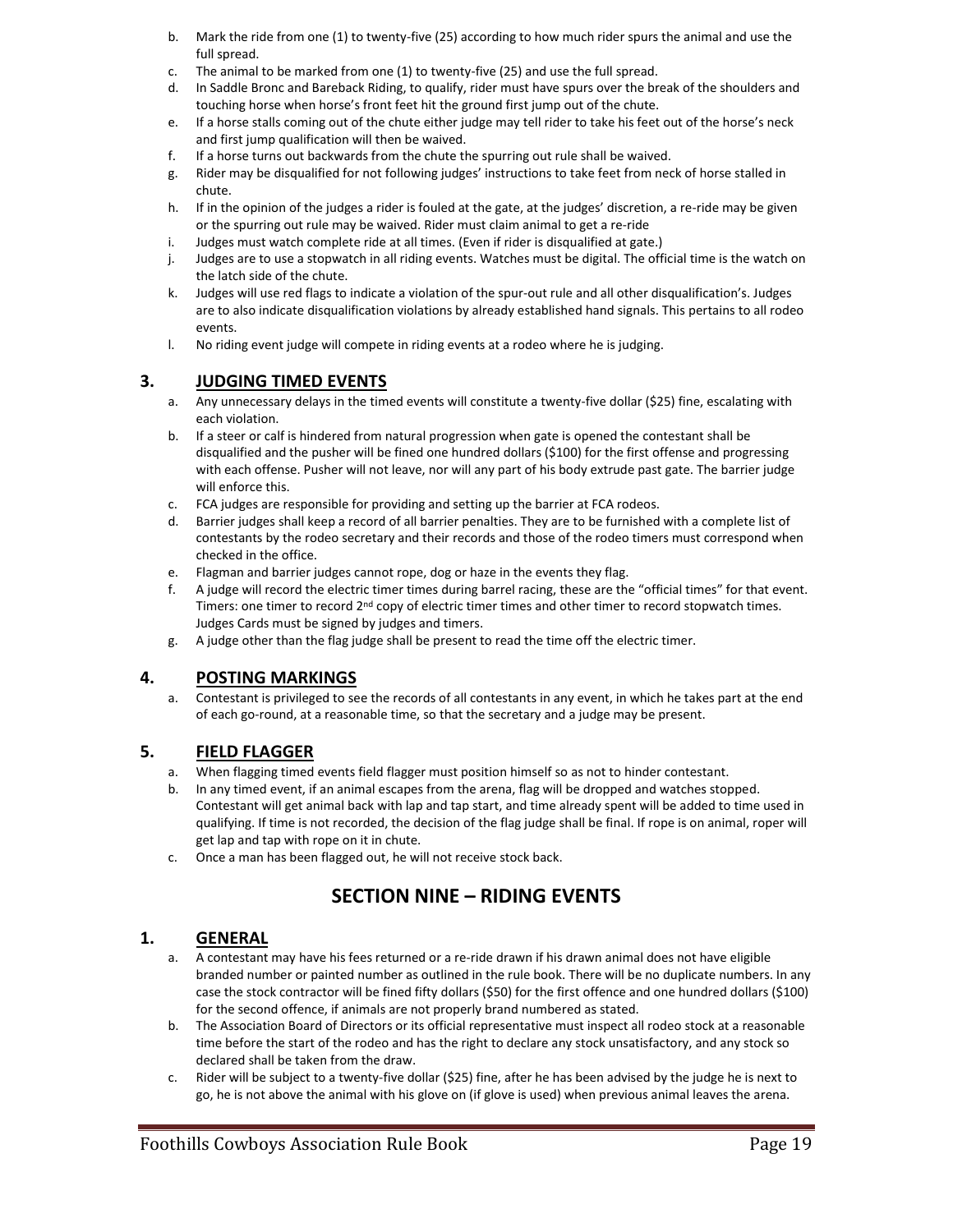b. Mark the ride from one (1) to twenty-five (25) according to how much rider spurs the animal and use the full spread.
c. The animal to be marked from one (1) to twenty-five (25) and use the full spread.
d. In Saddle Bronc and Bareback Riding, to qualify, rider must have spurs over the break of the shoulders and touching horse when horse's front feet hit the ground first jump out of the chute.
e. If a horse stalls coming out of the chute either judge may tell rider to take his feet out of the horse's neck and first jump qualification will then be waived.
f. If a horse turns out backwards from the chute the spurring out rule shall be waived.
g. Rider may be disqualified for not following judges' instructions to take feet from neck of horse stalled in chute.
h. If in the opinion of the judges a rider is fouled at the gate, at the judges' discretion, a re-ride may be given or the spurring out rule may be waived. Rider must claim animal to get a re-ride
i. Judges must watch complete ride at all times. (Even if rider is disqualified at gate.)
j. Judges are to use a stopwatch in all riding events. Watches must be digital. The official time is the watch on the latch side of the chute.
k. Judges will use red flags to indicate a violation of the spur-out rule and all other disqualification's. Judges are to also indicate disqualification violations by already established hand signals. This pertains to all rodeo events.
l. No riding event judge will compete in riding events at a rodeo where he is judging.

## 3. JUDGING TIMED EVENTS

a. Any unnecessary delays in the timed events will constitute a twenty-five dollar ($25) fine, escalating with each violation.
b. If a steer or calf is hindered from natural progression when gate is opened the contestant shall be disqualified and the pusher will be fined one hundred dollars ($100) for the first offense and progressing with each offense. Pusher will not leave, nor will any part of his body extrude past gate. The barrier judge will enforce this.
c. FCA judges are responsible for providing and setting up the barrier at FCA rodeos.
d. Barrier judges shall keep a record of all barrier penalties. They are to be furnished with a complete list of contestants by the rodeo secretary and their records and those of the rodeo timers must correspond when checked in the office.
e. Flagman and barrier judges cannot rope, dog or haze in the events they flag.
f. A judge will record the electric timer times during barrel racing, these are the "official times" for that event. Timers: one timer to record 2nd copy of electric timer times and other timer to record stopwatch times. Judges Cards must be signed by judges and timers.
g. A judge other than the flag judge shall be present to read the time off the electric timer.

## 4. POSTING MARKINGS

a. Contestant is privileged to see the records of all contestants in any event, in which he takes part at the end of each go-round, at a reasonable time, so that the secretary and a judge may be present.

## 5. FIELD FLAGGER

a. When flagging timed events field flagger must position himself so as not to hinder contestant.
b. In any timed event, if an animal escapes from the arena, flag will be dropped and watches stopped. Contestant will get animal back with lap and tap start, and time already spent will be added to time used in qualifying. If time is not recorded, the decision of the flag judge shall be final. If rope is on animal, roper will get lap and tap with rope on it in chute.
c. Once a man has been flagged out, he will not receive stock back.

# SECTION NINE – RIDING EVENTS

## 1. GENERAL

a. A contestant may have his fees returned or a re-ride drawn if his drawn animal does not have eligible branded number or painted number as outlined in the rule book. There will be no duplicate numbers. In any case the stock contractor will be fined fifty dollars ($50) for the first offence and one hundred dollars ($100) for the second offence, if animals are not properly brand numbered as stated.
b. The Association Board of Directors or its official representative must inspect all rodeo stock at a reasonable time before the start of the rodeo and has the right to declare any stock unsatisfactory, and any stock so declared shall be taken from the draw.
c. Rider will be subject to a twenty-five dollar ($25) fine, after he has been advised by the judge he is next to go, he is not above the animal with his glove on (if glove is used) when previous animal leaves the arena.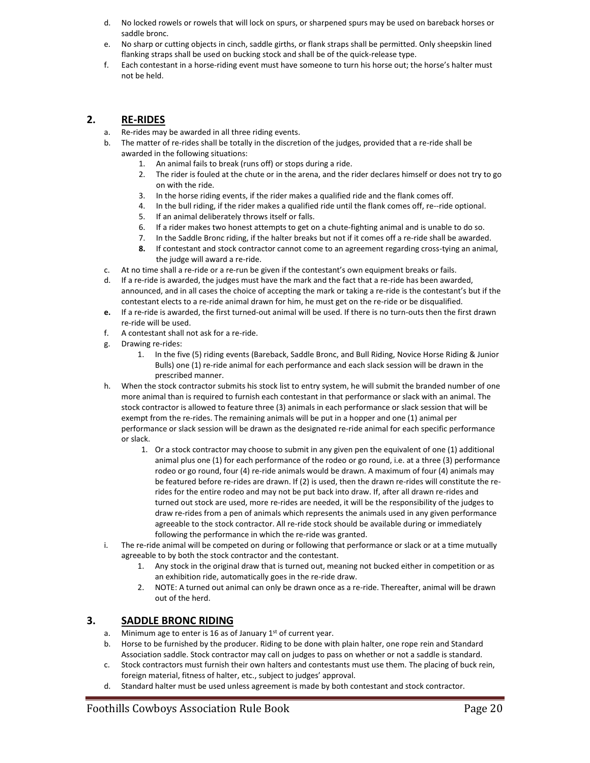d. No locked rowels or rowels that will lock on spurs, or sharpened spurs may be used on bareback horses or saddle bronc.

e. No sharp or cutting objects in cinch, saddle girths, or flank straps shall be permitted. Only sheepskin lined flanking straps shall be used on bucking stock and shall be of the quick-release type.

f. Each contestant in a horse-riding event must have someone to turn his horse out; the horse's halter must not be held.

## 2. RE-RIDES

a. Re-rides may be awarded in all three riding events.

b. The matter of re-rides shall be totally in the discretion of the judges, provided that a re-ride shall be awarded in the following situations:

1. An animal fails to break (runs off) or stops during a ride.
2. The rider is fouled at the chute or in the arena, and the rider declares himself or does not try to go on with the ride.
3. In the horse riding events, if the rider makes a qualified ride and the flank comes off.
4. In the bull riding, if the rider makes a qualified ride until the flank comes off, re--ride optional.
5. If an animal deliberately throws itself or falls.
6. If a rider makes two honest attempts to get on a chute-fighting animal and is unable to do so.
7. In the Saddle Bronc riding, if the halter breaks but not if it comes off a re-ride shall be awarded.
8. If contestant and stock contractor cannot come to an agreement regarding cross-tying an animal, the judge will award a re-ride.

c. At no time shall a re-ride or a re-run be given if the contestant's own equipment breaks or fails.

d. If a re-ride is awarded, the judges must have the mark and the fact that a re-ride has been awarded, announced, and in all cases the choice of accepting the mark or taking a re-ride is the contestant's but if the contestant elects to a re-ride animal drawn for him, he must get on the re-ride or be disqualified.

e. If a re-ride is awarded, the first turned-out animal will be used. If there is no turn-outs then the first drawn re-ride will be used.

f. A contestant shall not ask for a re-ride.

g. Drawing re-rides:

1. In the five (5) riding events (Bareback, Saddle Bronc, and Bull Riding, Novice Horse Riding & Junior Bulls) one (1) re-ride animal for each performance and each slack session will be drawn in the prescribed manner.

h. When the stock contractor submits his stock list to entry system, he will submit the branded number of one more animal than is required to furnish each contestant in that performance or slack with an animal. The stock contractor is allowed to feature three (3) animals in each performance or slack session that will be exempt from the re-rides. The remaining animals will be put in a hopper and one (1) animal per performance or slack session will be drawn as the designated re-ride animal for each specific performance or slack.

1. Or a stock contractor may choose to submit in any given pen the equivalent of one (1) additional animal plus one (1) for each performance of the rodeo or go round, i.e. at a three (3) performance rodeo or go round, four (4) re-ride animals would be drawn. A maximum of four (4) animals may be featured before re-rides are drawn. If (2) is used, then the drawn re-rides will constitute the re-rides for the entire rodeo and may not be put back into draw. If, after all drawn re-rides and turned out stock are used, more re-rides are needed, it will be the responsibility of the judges to draw re-rides from a pen of animals which represents the animals used in any given performance agreeable to the stock contractor. All re-ride stock should be available during or immediately following the performance in which the re-ride was granted.

i. The re-ride animal will be competed on during or following that performance or slack or at a time mutually agreeable to by both the stock contractor and the contestant.

1. Any stock in the original draw that is turned out, meaning not bucked either in competition or as an exhibition ride, automatically goes in the re-ride draw.
2. NOTE: A turned out animal can only be drawn once as a re-ride. Thereafter, animal will be drawn out of the herd.

## 3. SADDLE BRONC RIDING

a. Minimum age to enter is 16 as of January 1st of current year.

b. Horse to be furnished by the producer. Riding to be done with plain halter, one rope rein and Standard Association saddle. Stock contractor may call on judges to pass on whether or not a saddle is standard.

c. Stock contractors must furnish their own halters and contestants must use them. The placing of buck rein, foreign material, fitness of halter, etc., subject to judges' approval.

d. Standard halter must be used unless agreement is made by both contestant and stock contractor.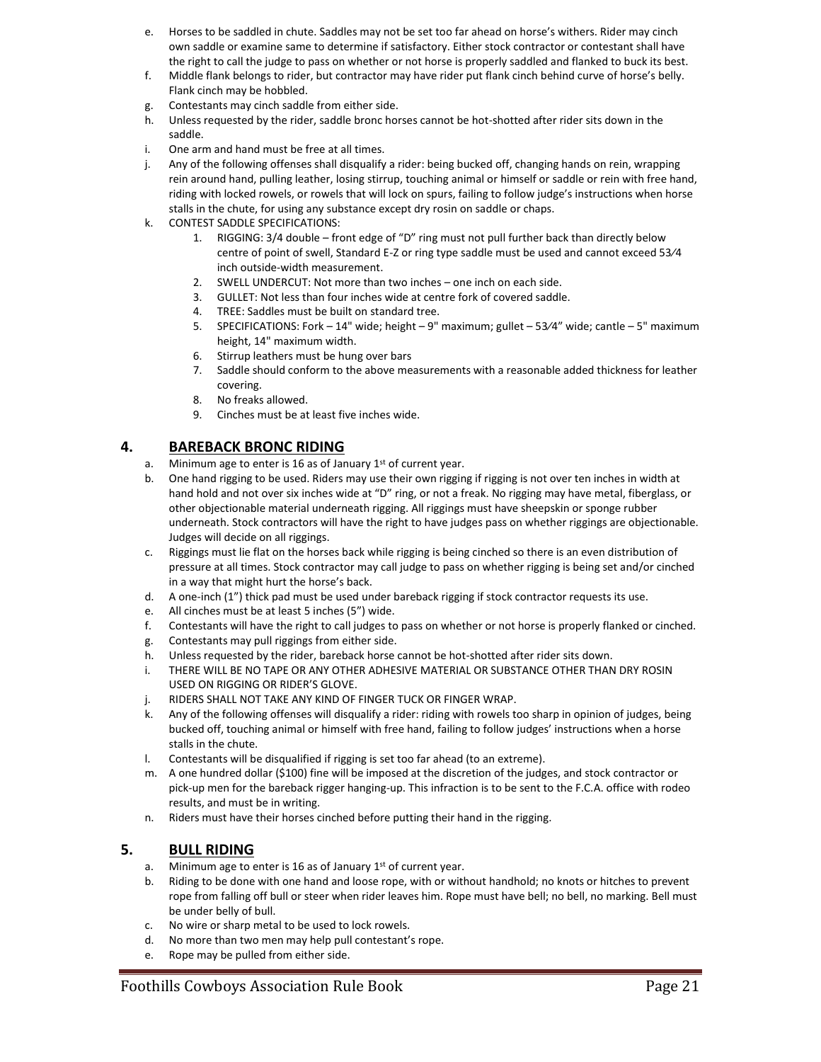e. Horses to be saddled in chute. Saddles may not be set too far ahead on horse's withers. Rider may cinch own saddle or examine same to determine if satisfactory. Either stock contractor or contestant shall have the right to call the judge to pass on whether or not horse is properly saddled and flanked to buck its best.
f. Middle flank belongs to rider, but contractor may have rider put flank cinch behind curve of horse's belly. Flank cinch may be hobbled.
g. Contestants may cinch saddle from either side.
h. Unless requested by the rider, saddle bronc horses cannot be hot-shotted after rider sits down in the saddle.
i. One arm and hand must be free at all times.
j. Any of the following offenses shall disqualify a rider: being bucked off, changing hands on rein, wrapping rein around hand, pulling leather, losing stirrup, touching animal or himself or saddle or rein with free hand, riding with locked rowels, or rowels that will lock on spurs, failing to follow judge's instructions when horse stalls in the chute, for using any substance except dry rosin on saddle or chaps.
k. CONTEST SADDLE SPECIFICATIONS:
    1. RIGGING: 3/4 double – front edge of "D" ring must not pull further back than directly below centre of point of swell, Standard E-Z or ring type saddle must be used and cannot exceed 53⁄4 inch outside-width measurement.
    2. SWELL UNDERCUT: Not more than two inches – one inch on each side.
    3. GULLET: Not less than four inches wide at centre fork of covered saddle.
    4. TREE: Saddles must be built on standard tree.
    5. SPECIFICATIONS: Fork – 14" wide; height – 9" maximum; gullet – 53⁄4" wide; cantle – 5" maximum height, 14" maximum width.
    6. Stirrup leathers must be hung over bars
    7. Saddle should conform to the above measurements with a reasonable added thickness for leather covering.
    8. No freaks allowed.
    9. Cinches must be at least five inches wide.

## 4. BAREBACK BRONC RIDING

a. Minimum age to enter is 16 as of January 1st of current year.
b. One hand rigging to be used. Riders may use their own rigging if rigging is not over ten inches in width at hand hold and not over six inches wide at "D" ring, or not a freak. No rigging may have metal, fiberglass, or other objectionable material underneath rigging. All riggings must have sheepskin or sponge rubber underneath. Stock contractors will have the right to have judges pass on whether riggings are objectionable. Judges will decide on all riggings.
c. Riggings must lie flat on the horses back while rigging is being cinched so there is an even distribution of pressure at all times. Stock contractor may call judge to pass on whether rigging is being set and/or cinched in a way that might hurt the horse's back.
d. A one-inch (1") thick pad must be used under bareback rigging if stock contractor requests its use.
e. All cinches must be at least 5 inches (5") wide.
f. Contestants will have the right to call judges to pass on whether or not horse is properly flanked or cinched.
g. Contestants may pull riggings from either side.
h. Unless requested by the rider, bareback horse cannot be hot-shotted after rider sits down.
i. THERE WILL BE NO TAPE OR ANY OTHER ADHESIVE MATERIAL OR SUBSTANCE OTHER THAN DRY ROSIN USED ON RIGGING OR RIDER'S GLOVE.
j. RIDERS SHALL NOT TAKE ANY KIND OF FINGER TUCK OR FINGER WRAP.
k. Any of the following offenses will disqualify a rider: riding with rowels too sharp in opinion of judges, being bucked off, touching animal or himself with free hand, failing to follow judges' instructions when a horse stalls in the chute.
l. Contestants will be disqualified if rigging is set too far ahead (to an extreme).
m. A one hundred dollar ($100) fine will be imposed at the discretion of the judges, and stock contractor or pick-up men for the bareback rigger hanging-up. This infraction is to be sent to the F.C.A. office with rodeo results, and must be in writing.
n. Riders must have their horses cinched before putting their hand in the rigging.

## 5. BULL RIDING

a. Minimum age to enter is 16 as of January 1st of current year.
b. Riding to be done with one hand and loose rope, with or without handhold; no knots or hitches to prevent rope from falling off bull or steer when rider leaves him. Rope must have bell; no bell, no marking. Bell must be under belly of bull.
c. No wire or sharp metal to be used to lock rowels.
d. No more than two men may help pull contestant's rope.
e. Rope may be pulled from either side.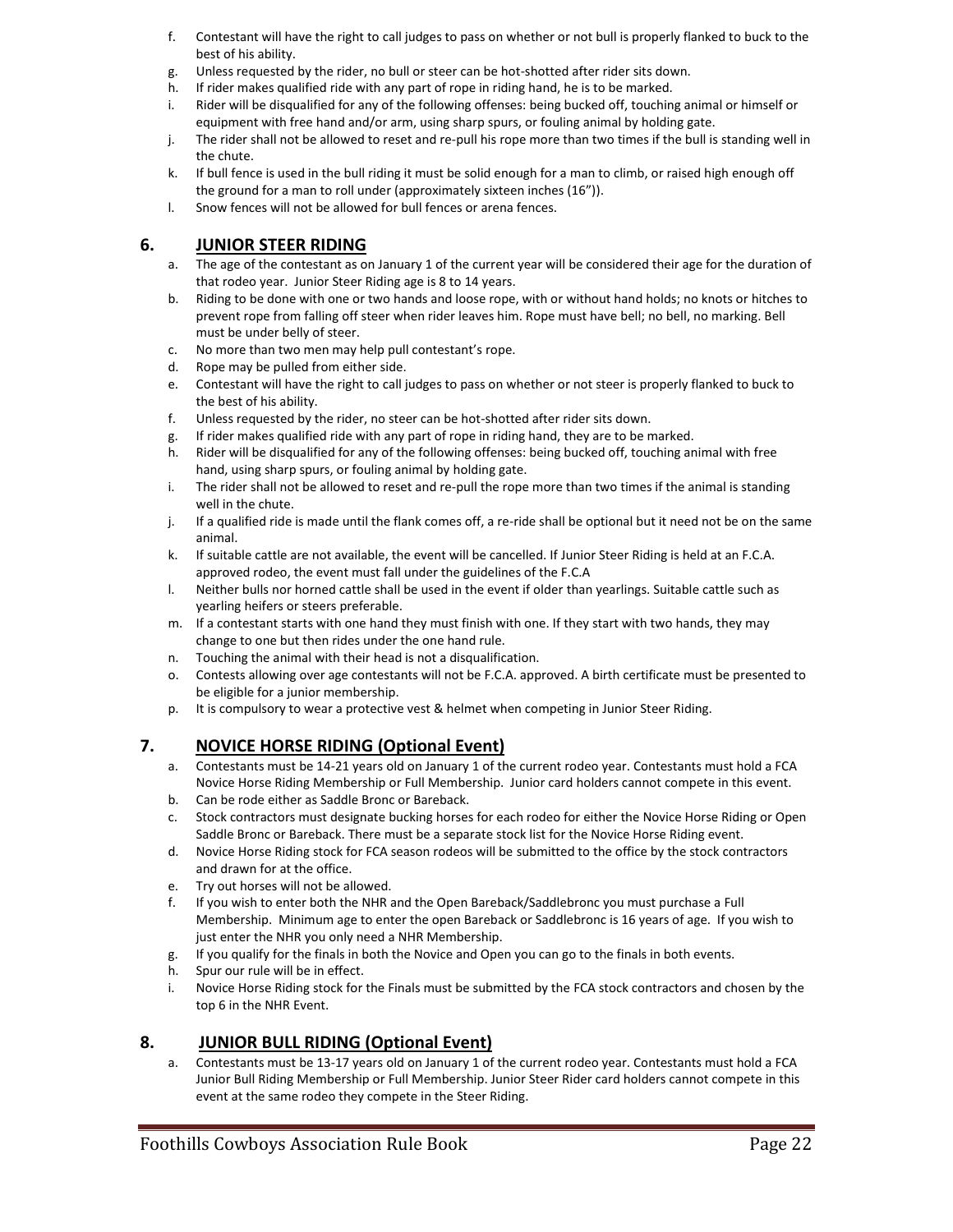f. Contestant will have the right to call judges to pass on whether or not bull is properly flanked to buck to the best of his ability.
g. Unless requested by the rider, no bull or steer can be hot-shotted after rider sits down.
h. If rider makes qualified ride with any part of rope in riding hand, he is to be marked.
i. Rider will be disqualified for any of the following offenses: being bucked off, touching animal or himself or equipment with free hand and/or arm, using sharp spurs, or fouling animal by holding gate.
j. The rider shall not be allowed to reset and re-pull his rope more than two times if the bull is standing well in the chute.
k. If bull fence is used in the bull riding it must be solid enough for a man to climb, or raised high enough off the ground for a man to roll under (approximately sixteen inches (16")).
l. Snow fences will not be allowed for bull fences or arena fences.

## 6. JUNIOR STEER RIDING

a. The age of the contestant as on January 1 of the current year will be considered their age for the duration of that rodeo year. Junior Steer Riding age is 8 to 14 years.
b. Riding to be done with one or two hands and loose rope, with or without hand holds; no knots or hitches to prevent rope from falling off steer when rider leaves him. Rope must have bell; no bell, no marking. Bell must be under belly of steer.
c. No more than two men may help pull contestant's rope.
d. Rope may be pulled from either side.
e. Contestant will have the right to call judges to pass on whether or not steer is properly flanked to buck to the best of his ability.
f. Unless requested by the rider, no steer can be hot-shotted after rider sits down.
g. If rider makes qualified ride with any part of rope in riding hand, they are to be marked.
h. Rider will be disqualified for any of the following offenses: being bucked off, touching animal with free hand, using sharp spurs, or fouling animal by holding gate.
i. The rider shall not be allowed to reset and re-pull the rope more than two times if the animal is standing well in the chute.
j. If a qualified ride is made until the flank comes off, a re-ride shall be optional but it need not be on the same animal.
k. If suitable cattle are not available, the event will be cancelled. If Junior Steer Riding is held at an F.C.A. approved rodeo, the event must fall under the guidelines of the F.C.A
l. Neither bulls nor horned cattle shall be used in the event if older than yearlings. Suitable cattle such as yearling heifers or steers preferable.
m. If a contestant starts with one hand they must finish with one. If they start with two hands, they may change to one but then rides under the one hand rule.
n. Touching the animal with their head is not a disqualification.
o. Contests allowing over age contestants will not be F.C.A. approved. A birth certificate must be presented to be eligible for a junior membership.
p. It is compulsory to wear a protective vest & helmet when competing in Junior Steer Riding.

## 7. NOVICE HORSE RIDING (Optional Event)

a. Contestants must be 14-21 years old on January 1 of the current rodeo year. Contestants must hold a FCA Novice Horse Riding Membership or Full Membership. Junior card holders cannot compete in this event.
b. Can be rode either as Saddle Bronc or Bareback.
c. Stock contractors must designate bucking horses for each rodeo for either the Novice Horse Riding or Open Saddle Bronc or Bareback. There must be a separate stock list for the Novice Horse Riding event.
d. Novice Horse Riding stock for FCA season rodeos will be submitted to the office by the stock contractors and drawn for at the office.
e. Try out horses will not be allowed.
f. If you wish to enter both the NHR and the Open Bareback/Saddlebronc you must purchase a Full Membership. Minimum age to enter the open Bareback or Saddlebronc is 16 years of age. If you wish to just enter the NHR you only need a NHR Membership.
g. If you qualify for the finals in both the Novice and Open you can go to the finals in both events.
h. Spur our rule will be in effect.
i. Novice Horse Riding stock for the Finals must be submitted by the FCA stock contractors and chosen by the top 6 in the NHR Event.

## 8. JUNIOR BULL RIDING (Optional Event)

a. Contestants must be 13-17 years old on January 1 of the current rodeo year. Contestants must hold a FCA Junior Bull Riding Membership or Full Membership. Junior Steer Rider card holders cannot compete in this event at the same rodeo they compete in the Steer Riding.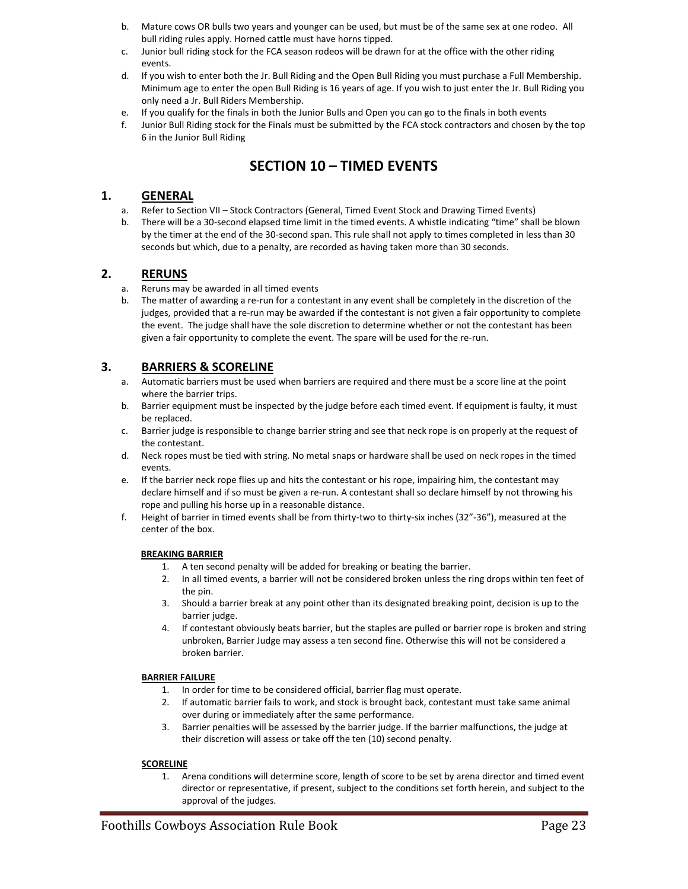b. Mature cows OR bulls two years and younger can be used, but must be of the same sex at one rodeo. All bull riding rules apply. Horned cattle must have horns tipped.
c. Junior bull riding stock for the FCA season rodeos will be drawn for at the office with the other riding events.
d. If you wish to enter both the Jr. Bull Riding and the Open Bull Riding you must purchase a Full Membership. Minimum age to enter the open Bull Riding is 16 years of age. If you wish to just enter the Jr. Bull Riding you only need a Jr. Bull Riders Membership.
e. If you qualify for the finals in both the Junior Bulls and Open you can go to the finals in both events
f. Junior Bull Riding stock for the Finals must be submitted by the FCA stock contractors and chosen by the top 6 in the Junior Bull Riding

# SECTION 10 – TIMED EVENTS

## 1. GENERAL

a. Refer to Section VII – Stock Contractors (General, Timed Event Stock and Drawing Timed Events)
b. There will be a 30-second elapsed time limit in the timed events. A whistle indicating "time" shall be blown by the timer at the end of the 30-second span. This rule shall not apply to times completed in less than 30 seconds but which, due to a penalty, are recorded as having taken more than 30 seconds.

## 2. RERUNS

a. Reruns may be awarded in all timed events
b. The matter of awarding a re-run for a contestant in any event shall be completely in the discretion of the judges, provided that a re-run may be awarded if the contestant is not given a fair opportunity to complete the event. The judge shall have the sole discretion to determine whether or not the contestant has been given a fair opportunity to complete the event. The spare will be used for the re-run.

## 3. BARRIERS & SCORELINE

a. Automatic barriers must be used when barriers are required and there must be a score line at the point where the barrier trips.
b. Barrier equipment must be inspected by the judge before each timed event. If equipment is faulty, it must be replaced.
c. Barrier judge is responsible to change barrier string and see that neck rope is on properly at the request of the contestant.
d. Neck ropes must be tied with string. No metal snaps or hardware shall be used on neck ropes in the timed events.
e. If the barrier neck rope flies up and hits the contestant or his rope, impairing him, the contestant may declare himself and if so must be given a re-run. A contestant shall so declare himself by not throwing his rope and pulling his horse up in a reasonable distance.
f. Height of barrier in timed events shall be from thirty-two to thirty-six inches (32"-36"), measured at the center of the box.

**BREAKING BARRIER**

1. A ten second penalty will be added for breaking or beating the barrier.
2. In all timed events, a barrier will not be considered broken unless the ring drops within ten feet of the pin.
3. Should a barrier break at any point other than its designated breaking point, decision is up to the barrier judge.
4. If contestant obviously beats barrier, but the staples are pulled or barrier rope is broken and string unbroken, Barrier Judge may assess a ten second fine. Otherwise this will not be considered a broken barrier.

**BARRIER FAILURE**

1. In order for time to be considered official, barrier flag must operate.
2. If automatic barrier fails to work, and stock is brought back, contestant must take same animal over during or immediately after the same performance.
3. Barrier penalties will be assessed by the barrier judge. If the barrier malfunctions, the judge at their discretion will assess or take off the ten (10) second penalty.

**SCORELINE**

1. Arena conditions will determine score, length of score to be set by arena director and timed event director or representative, if present, subject to the conditions set forth herein, and subject to the approval of the judges.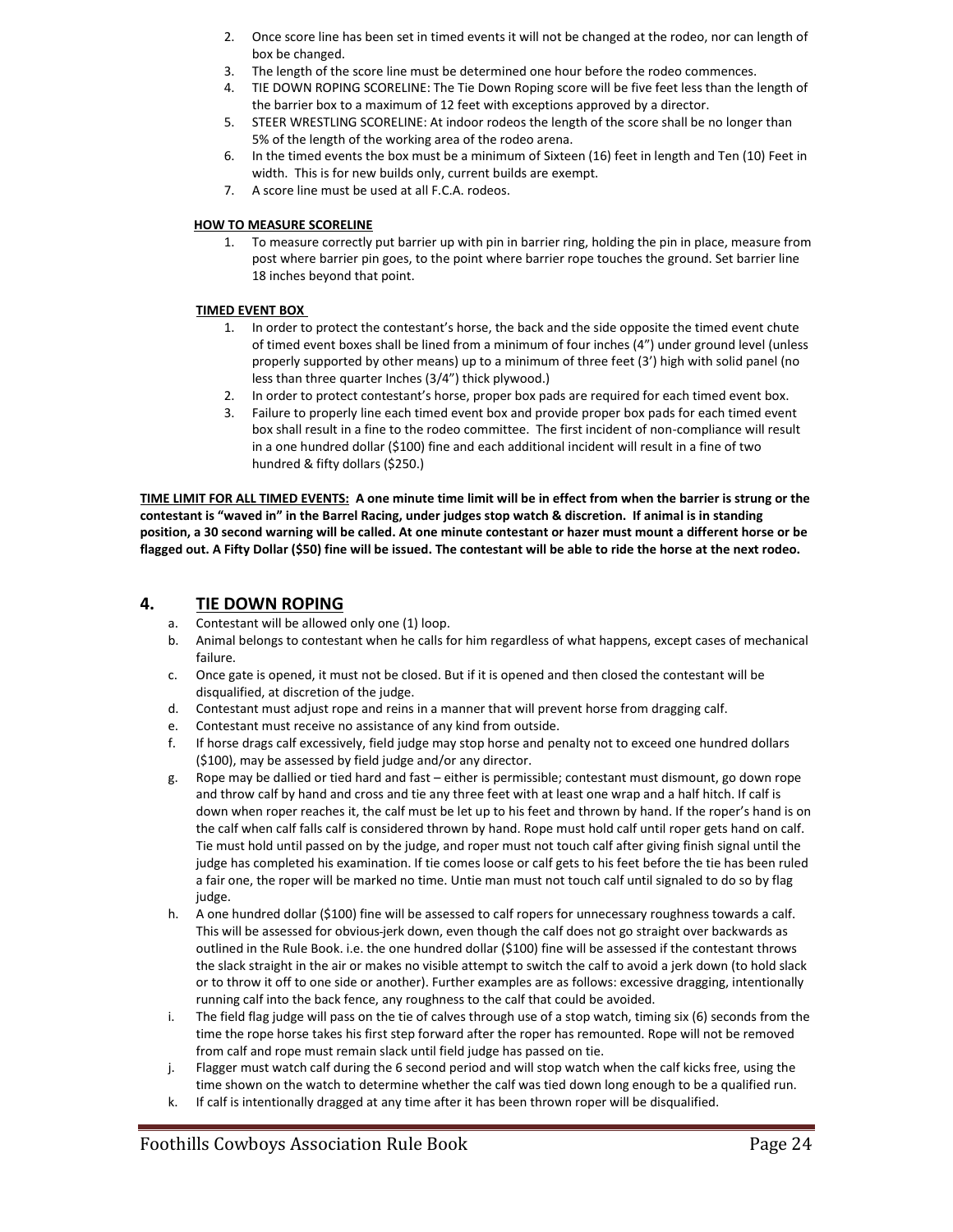2. Once score line has been set in timed events it will not be changed at the rodeo, nor can length of box be changed.
3. The length of the score line must be determined one hour before the rodeo commences.
4. TIE DOWN ROPING SCORELINE: The Tie Down Roping score will be five feet less than the length of the barrier box to a maximum of 12 feet with exceptions approved by a director.
5. STEER WRESTLING SCORELINE: At indoor rodeos the length of the score shall be no longer than 5% of the length of the working area of the rodeo arena.
6. In the timed events the box must be a minimum of Sixteen (16) feet in length and Ten (10) Feet in width. This is for new builds only, current builds are exempt.
7. A score line must be used at all F.C.A. rodeos.

**HOW TO MEASURE SCORELINE**

1. To measure correctly put barrier up with pin in barrier ring, holding the pin in place, measure from post where barrier pin goes, to the point where barrier rope touches the ground. Set barrier line 18 inches beyond that point.

**TIMED EVENT BOX**

1. In order to protect the contestant's horse, the back and the side opposite the timed event chute of timed event boxes shall be lined from a minimum of four inches (4") under ground level (unless properly supported by other means) up to a minimum of three feet (3') high with solid panel (no less than three quarter Inches (3/4") thick plywood.)
2. In order to protect contestant's horse, proper box pads are required for each timed event box.
3. Failure to properly line each timed event box and provide proper box pads for each timed event box shall result in a fine to the rodeo committee. The first incident of non-compliance will result in a one hundred dollar ($100) fine and each additional incident will result in a fine of two hundred & fifty dollars ($250.)

**TIME LIMIT FOR ALL TIMED EVENTS: A one minute time limit will be in effect from when the barrier is strung or the contestant is "waved in" in the Barrel Racing, under judges stop watch & discretion. If animal is in standing position, a 30 second warning will be called. At one minute contestant or hazer must mount a different horse or be flagged out. A Fifty Dollar ($50) fine will be issued. The contestant will be able to ride the horse at the next rodeo.**

## 4. TIE DOWN ROPING

a. Contestant will be allowed only one (1) loop.
b. Animal belongs to contestant when he calls for him regardless of what happens, except cases of mechanical failure.
c. Once gate is opened, it must not be closed. But if it is opened and then closed the contestant will be disqualified, at discretion of the judge.
d. Contestant must adjust rope and reins in a manner that will prevent horse from dragging calf.
e. Contestant must receive no assistance of any kind from outside.
f. If horse drags calf excessively, field judge may stop horse and penalty not to exceed one hundred dollars ($100), may be assessed by field judge and/or any director.
g. Rope may be dallied or tied hard and fast – either is permissible; contestant must dismount, go down rope and throw calf by hand and cross and tie any three feet with at least one wrap and a half hitch. If calf is down when roper reaches it, the calf must be let up to his feet and thrown by hand. If the roper's hand is on the calf when calf falls calf is considered thrown by hand. Rope must hold calf until roper gets hand on calf. Tie must hold until passed on by the judge, and roper must not touch calf after giving finish signal until the judge has completed his examination. If tie comes loose or calf gets to his feet before the tie has been ruled a fair one, the roper will be marked no time. Untie man must not touch calf until signaled to do so by flag judge.
h. A one hundred dollar ($100) fine will be assessed to calf ropers for unnecessary roughness towards a calf. This will be assessed for obvious-jerk down, even though the calf does not go straight over backwards as outlined in the Rule Book. i.e. the one hundred dollar ($100) fine will be assessed if the contestant throws the slack straight in the air or makes no visible attempt to switch the calf to avoid a jerk down (to hold slack or to throw it off to one side or another). Further examples are as follows: excessive dragging, intentionally running calf into the back fence, any roughness to the calf that could be avoided.
i. The field flag judge will pass on the tie of calves through use of a stop watch, timing six (6) seconds from the time the rope horse takes his first step forward after the roper has remounted. Rope will not be removed from calf and rope must remain slack until field judge has passed on tie.
j. Flagger must watch calf during the 6 second period and will stop watch when the calf kicks free, using the time shown on the watch to determine whether the calf was tied down long enough to be a qualified run.
k. If calf is intentionally dragged at any time after it has been thrown roper will be disqualified.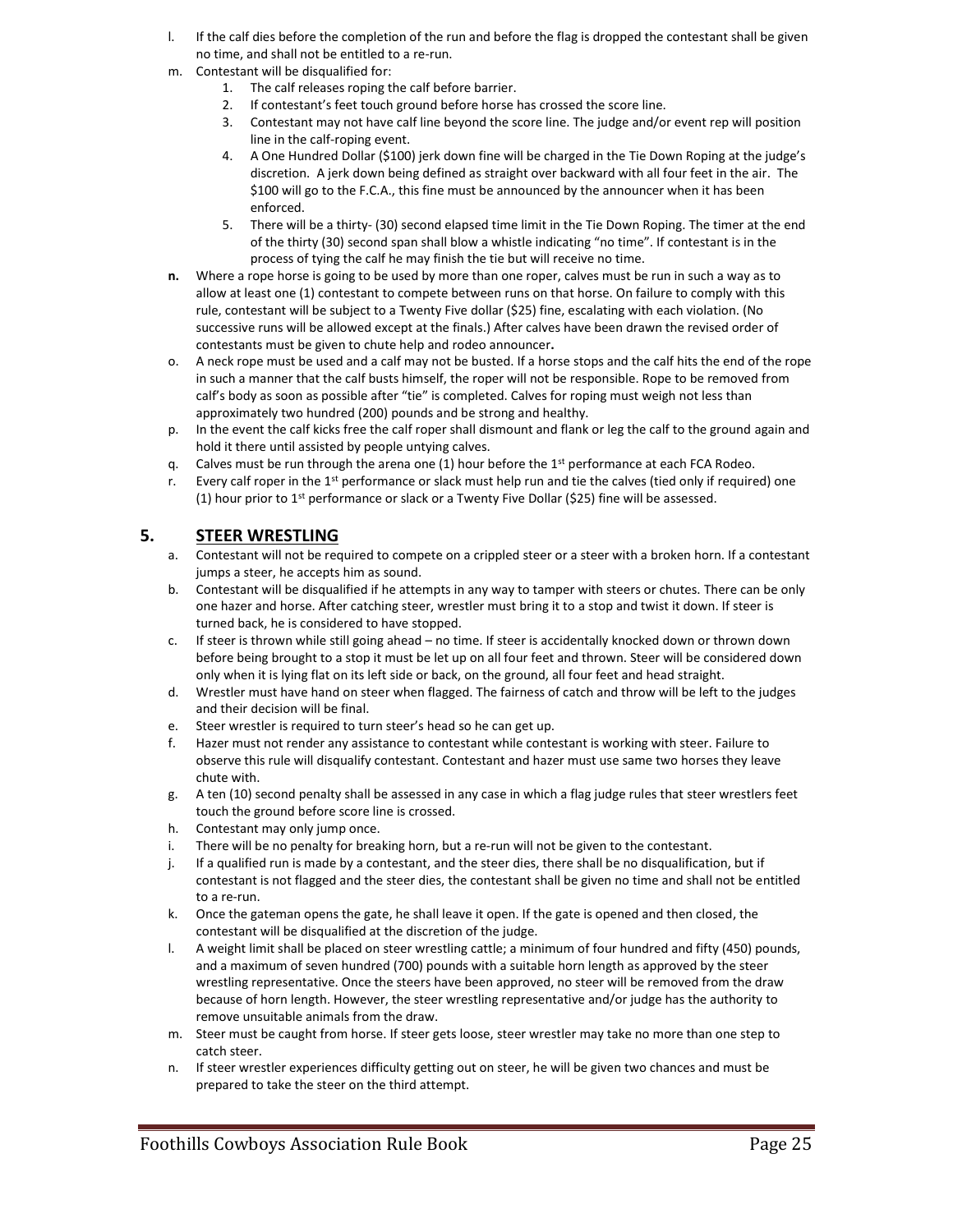l. If the calf dies before the completion of the run and before the flag is dropped the contestant shall be given no time, and shall not be entitled to a re-run.

m. Contestant will be disqualified for:
    1. The calf releases roping the calf before barrier.
    2. If contestant's feet touch ground before horse has crossed the score line.
    3. Contestant may not have calf line beyond the score line. The judge and/or event rep will position line in the calf-roping event.
    4. A One Hundred Dollar ($100) jerk down fine will be charged in the Tie Down Roping at the judge's discretion. A jerk down being defined as straight over backward with all four feet in the air. The $100 will go to the F.C.A., this fine must be announced by the announcer when it has been enforced.
    5. There will be a thirty- (30) second elapsed time limit in the Tie Down Roping. The timer at the end of the thirty (30) second span shall blow a whistle indicating "no time". If contestant is in the process of tying the calf he may finish the tie but will receive no time.

**n.** Where a rope horse is going to be used by more than one roper, calves must be run in such a way as to allow at least one (1) contestant to compete between runs on that horse. On failure to comply with this rule, contestant will be subject to a Twenty Five dollar ($25) fine, escalating with each violation. (No successive runs will be allowed except at the finals.) After calves have been drawn the revised order of contestants must be given to chute help and rodeo announcer**.**

o. A neck rope must be used and a calf may not be busted. If a horse stops and the calf hits the end of the rope in such a manner that the calf busts himself, the roper will not be responsible. Rope to be removed from calf's body as soon as possible after "tie" is completed. Calves for roping must weigh not less than approximately two hundred (200) pounds and be strong and healthy.

p. In the event the calf kicks free the calf roper shall dismount and flank or leg the calf to the ground again and hold it there until assisted by people untying calves.

q. Calves must be run through the arena one (1) hour before the 1st performance at each FCA Rodeo.

r. Every calf roper in the 1st performance or slack must help run and tie the calves (tied only if required) one (1) hour prior to 1st performance or slack or a Twenty Five Dollar ($25) fine will be assessed.

## 5. STEER WRESTLING

a. Contestant will not be required to compete on a crippled steer or a steer with a broken horn. If a contestant jumps a steer, he accepts him as sound.

b. Contestant will be disqualified if he attempts in any way to tamper with steers or chutes. There can be only one hazer and horse. After catching steer, wrestler must bring it to a stop and twist it down. If steer is turned back, he is considered to have stopped.

c. If steer is thrown while still going ahead – no time. If steer is accidentally knocked down or thrown down before being brought to a stop it must be let up on all four feet and thrown. Steer will be considered down only when it is lying flat on its left side or back, on the ground, all four feet and head straight.

d. Wrestler must have hand on steer when flagged. The fairness of catch and throw will be left to the judges and their decision will be final.

e. Steer wrestler is required to turn steer's head so he can get up.

f. Hazer must not render any assistance to contestant while contestant is working with steer. Failure to observe this rule will disqualify contestant. Contestant and hazer must use same two horses they leave chute with.

g. A ten (10) second penalty shall be assessed in any case in which a flag judge rules that steer wrestlers feet touch the ground before score line is crossed.

h. Contestant may only jump once.

i. There will be no penalty for breaking horn, but a re-run will not be given to the contestant.

j. If a qualified run is made by a contestant, and the steer dies, there shall be no disqualification, but if contestant is not flagged and the steer dies, the contestant shall be given no time and shall not be entitled to a re-run.

k. Once the gateman opens the gate, he shall leave it open. If the gate is opened and then closed, the contestant will be disqualified at the discretion of the judge.

l. A weight limit shall be placed on steer wrestling cattle; a minimum of four hundred and fifty (450) pounds, and a maximum of seven hundred (700) pounds with a suitable horn length as approved by the steer wrestling representative. Once the steers have been approved, no steer will be removed from the draw because of horn length. However, the steer wrestling representative and/or judge has the authority to remove unsuitable animals from the draw.

m. Steer must be caught from horse. If steer gets loose, steer wrestler may take no more than one step to catch steer.

n. If steer wrestler experiences difficulty getting out on steer, he will be given two chances and must be prepared to take the steer on the third attempt.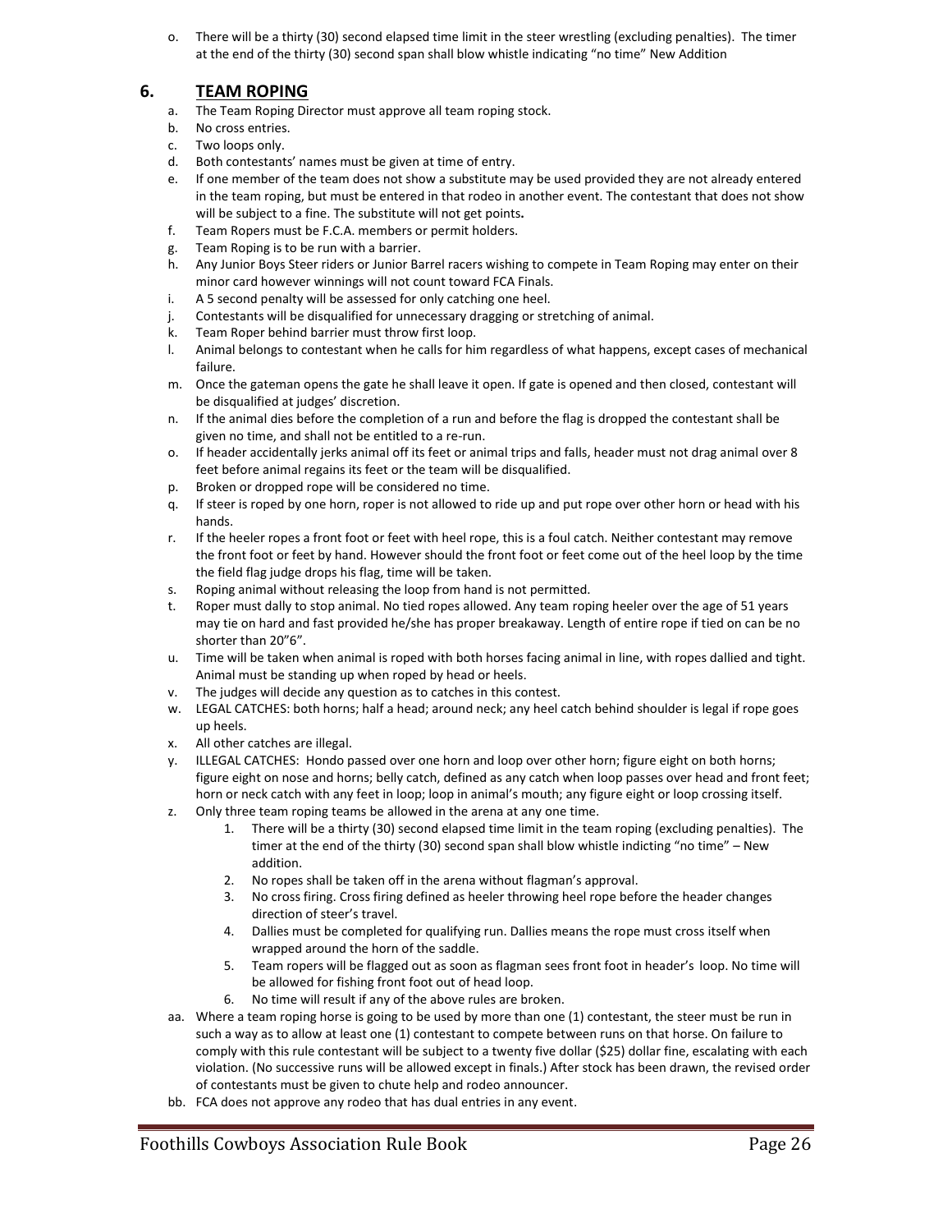o. There will be a thirty (30) second elapsed time limit in the steer wrestling (excluding penalties). The timer at the end of the thirty (30) second span shall blow whistle indicating "no time" New Addition

## 6. TEAM ROPING

a. The Team Roping Director must approve all team roping stock.
b. No cross entries.
c. Two loops only.
d. Both contestants' names must be given at time of entry.
e. If one member of the team does not show a substitute may be used provided they are not already entered in the team roping, but must be entered in that rodeo in another event. The contestant that does not show will be subject to a fine. The substitute will not get points**.**
f. Team Ropers must be F.C.A. members or permit holders.
g. Team Roping is to be run with a barrier.
h. Any Junior Boys Steer riders or Junior Barrel racers wishing to compete in Team Roping may enter on their minor card however winnings will not count toward FCA Finals.
i. A 5 second penalty will be assessed for only catching one heel.
j. Contestants will be disqualified for unnecessary dragging or stretching of animal.
k. Team Roper behind barrier must throw first loop.
l. Animal belongs to contestant when he calls for him regardless of what happens, except cases of mechanical failure.
m. Once the gateman opens the gate he shall leave it open. If gate is opened and then closed, contestant will be disqualified at judges' discretion.
n. If the animal dies before the completion of a run and before the flag is dropped the contestant shall be given no time, and shall not be entitled to a re-run.
o. If header accidentally jerks animal off its feet or animal trips and falls, header must not drag animal over 8 feet before animal regains its feet or the team will be disqualified.
p. Broken or dropped rope will be considered no time.
q. If steer is roped by one horn, roper is not allowed to ride up and put rope over other horn or head with his hands.
r. If the heeler ropes a front foot or feet with heel rope, this is a foul catch. Neither contestant may remove the front foot or feet by hand. However should the front foot or feet come out of the heel loop by the time the field flag judge drops his flag, time will be taken.
s. Roping animal without releasing the loop from hand is not permitted.
t. Roper must dally to stop animal. No tied ropes allowed. Any team roping heeler over the age of 51 years may tie on hard and fast provided he/she has proper breakaway. Length of entire rope if tied on can be no shorter than 20"6".
u. Time will be taken when animal is roped with both horses facing animal in line, with ropes dallied and tight. Animal must be standing up when roped by head or heels.
v. The judges will decide any question as to catches in this contest.
w. LEGAL CATCHES: both horns; half a head; around neck; any heel catch behind shoulder is legal if rope goes up heels.
x. All other catches are illegal.
y. ILLEGAL CATCHES: Hondo passed over one horn and loop over other horn; figure eight on both horns; figure eight on nose and horns; belly catch, defined as any catch when loop passes over head and front feet; horn or neck catch with any feet in loop; loop in animal's mouth; any figure eight or loop crossing itself.
z. Only three team roping teams be allowed in the arena at any one time.
    1. There will be a thirty (30) second elapsed time limit in the team roping (excluding penalties). The timer at the end of the thirty (30) second span shall blow whistle indicting "no time" – New addition.
    2. No ropes shall be taken off in the arena without flagman's approval.
    3. No cross firing. Cross firing defined as heeler throwing heel rope before the header changes direction of steer's travel.
    4. Dallies must be completed for qualifying run. Dallies means the rope must cross itself when wrapped around the horn of the saddle.
    5. Team ropers will be flagged out as soon as flagman sees front foot in header's loop. No time will be allowed for fishing front foot out of head loop.
    6. No time will result if any of the above rules are broken.

aa. Where a team roping horse is going to be used by more than one (1) contestant, the steer must be run in such a way as to allow at least one (1) contestant to compete between runs on that horse. On failure to comply with this rule contestant will be subject to a twenty five dollar ($25) dollar fine, escalating with each violation. (No successive runs will be allowed except in finals.) After stock has been drawn, the revised order of contestants must be given to chute help and rodeo announcer.
bb. FCA does not approve any rodeo that has dual entries in any event.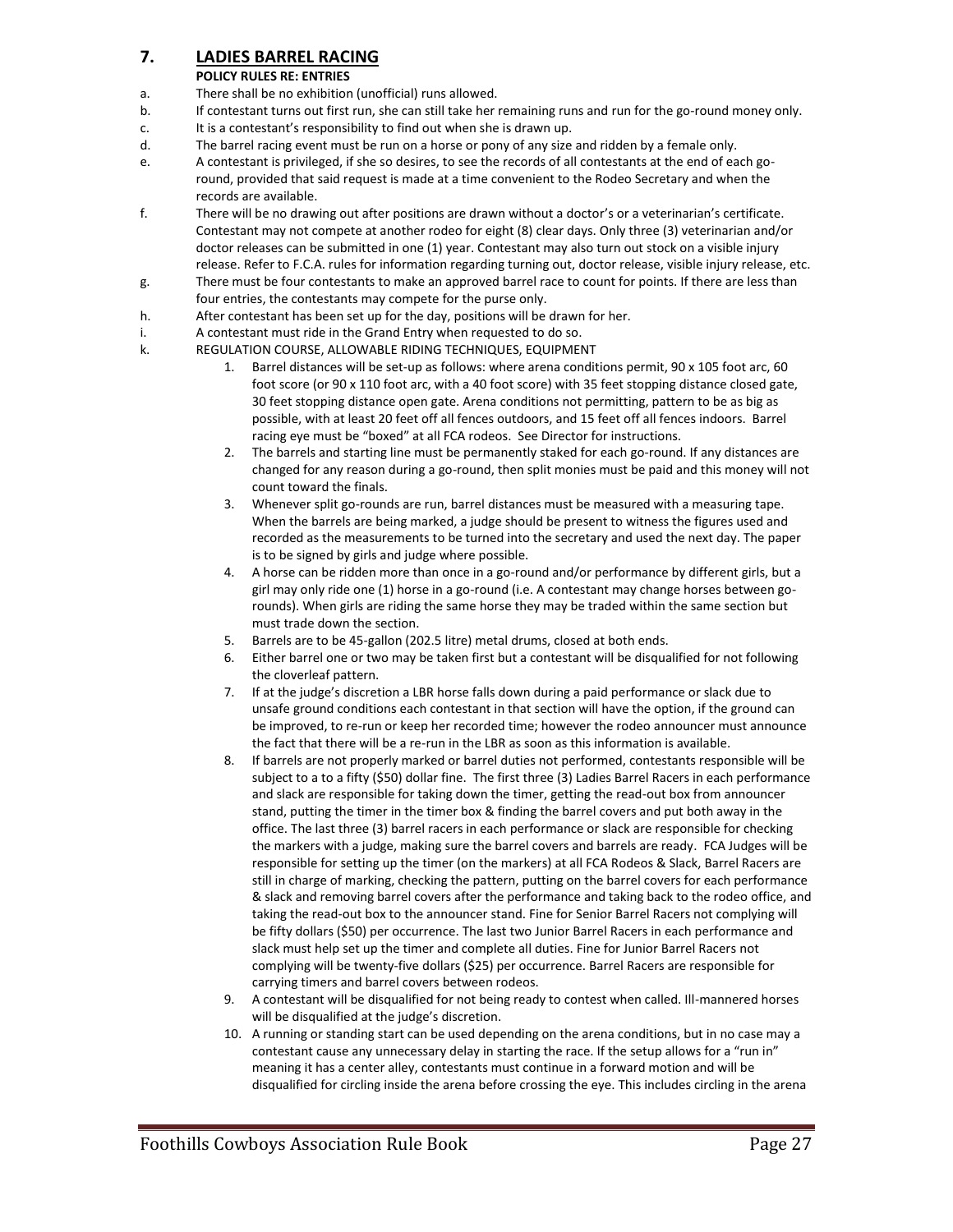## 7. LADIES BARREL RACING

**POLICY RULES RE: ENTRIES**

a. There shall be no exhibition (unofficial) runs allowed.

b. If contestant turns out first run, she can still take her remaining runs and run for the go-round money only.

c. It is a contestant's responsibility to find out when she is drawn up.

d. The barrel racing event must be run on a horse or pony of any size and ridden by a female only.

e. A contestant is privileged, if she so desires, to see the records of all contestants at the end of each go-round, provided that said request is made at a time convenient to the Rodeo Secretary and when the records are available.

f. There will be no drawing out after positions are drawn without a doctor's or a veterinarian's certificate. Contestant may not compete at another rodeo for eight (8) clear days. Only three (3) veterinarian and/or doctor releases can be submitted in one (1) year. Contestant may also turn out stock on a visible injury release. Refer to F.C.A. rules for information regarding turning out, doctor release, visible injury release, etc.

g. There must be four contestants to make an approved barrel race to count for points. If there are less than four entries, the contestants may compete for the purse only.

h. After contestant has been set up for the day, positions will be drawn for her.

i. A contestant must ride in the Grand Entry when requested to do so.

k. REGULATION COURSE, ALLOWABLE RIDING TECHNIQUES, EQUIPMENT

1. Barrel distances will be set-up as follows: where arena conditions permit, 90 x 105 foot arc, 60 foot score (or 90 x 110 foot arc, with a 40 foot score) with 35 feet stopping distance closed gate, 30 feet stopping distance open gate. Arena conditions not permitting, pattern to be as big as possible, with at least 20 feet off all fences outdoors, and 15 feet off all fences indoors. Barrel racing eye must be "boxed" at all FCA rodeos. See Director for instructions.
2. The barrels and starting line must be permanently staked for each go-round. If any distances are changed for any reason during a go-round, then split monies must be paid and this money will not count toward the finals.
3. Whenever split go-rounds are run, barrel distances must be measured with a measuring tape. When the barrels are being marked, a judge should be present to witness the figures used and recorded as the measurements to be turned into the secretary and used the next day. The paper is to be signed by girls and judge where possible.
4. A horse can be ridden more than once in a go-round and/or performance by different girls, but a girl may only ride one (1) horse in a go-round (i.e. A contestant may change horses between go-rounds). When girls are riding the same horse they may be traded within the same section but must trade down the section.
5. Barrels are to be 45-gallon (202.5 litre) metal drums, closed at both ends.
6. Either barrel one or two may be taken first but a contestant will be disqualified for not following the cloverleaf pattern.
7. If at the judge's discretion a LBR horse falls down during a paid performance or slack due to unsafe ground conditions each contestant in that section will have the option, if the ground can be improved, to re-run or keep her recorded time; however the rodeo announcer must announce the fact that there will be a re-run in the LBR as soon as this information is available.
8. If barrels are not properly marked or barrel duties not performed, contestants responsible will be subject to a to a fifty ($50) dollar fine. The first three (3) Ladies Barrel Racers in each performance and slack are responsible for taking down the timer, getting the read-out box from announcer stand, putting the timer in the timer box & finding the barrel covers and put both away in the office. The last three (3) barrel racers in each performance or slack are responsible for checking the markers with a judge, making sure the barrel covers and barrels are ready. FCA Judges will be responsible for setting up the timer (on the markers) at all FCA Rodeos & Slack, Barrel Racers are still in charge of marking, checking the pattern, putting on the barrel covers for each performance & slack and removing barrel covers after the performance and taking back to the rodeo office, and taking the read-out box to the announcer stand. Fine for Senior Barrel Racers not complying will be fifty dollars ($50) per occurrence. The last two Junior Barrel Racers in each performance and slack must help set up the timer and complete all duties. Fine for Junior Barrel Racers not complying will be twenty-five dollars ($25) per occurrence. Barrel Racers are responsible for carrying timers and barrel covers between rodeos.
9. A contestant will be disqualified for not being ready to contest when called. Ill-mannered horses will be disqualified at the judge's discretion.
10. A running or standing start can be used depending on the arena conditions, but in no case may a contestant cause any unnecessary delay in starting the race. If the setup allows for a "run in" meaning it has a center alley, contestants must continue in a forward motion and will be disqualified for circling inside the arena before crossing the eye. This includes circling in the arena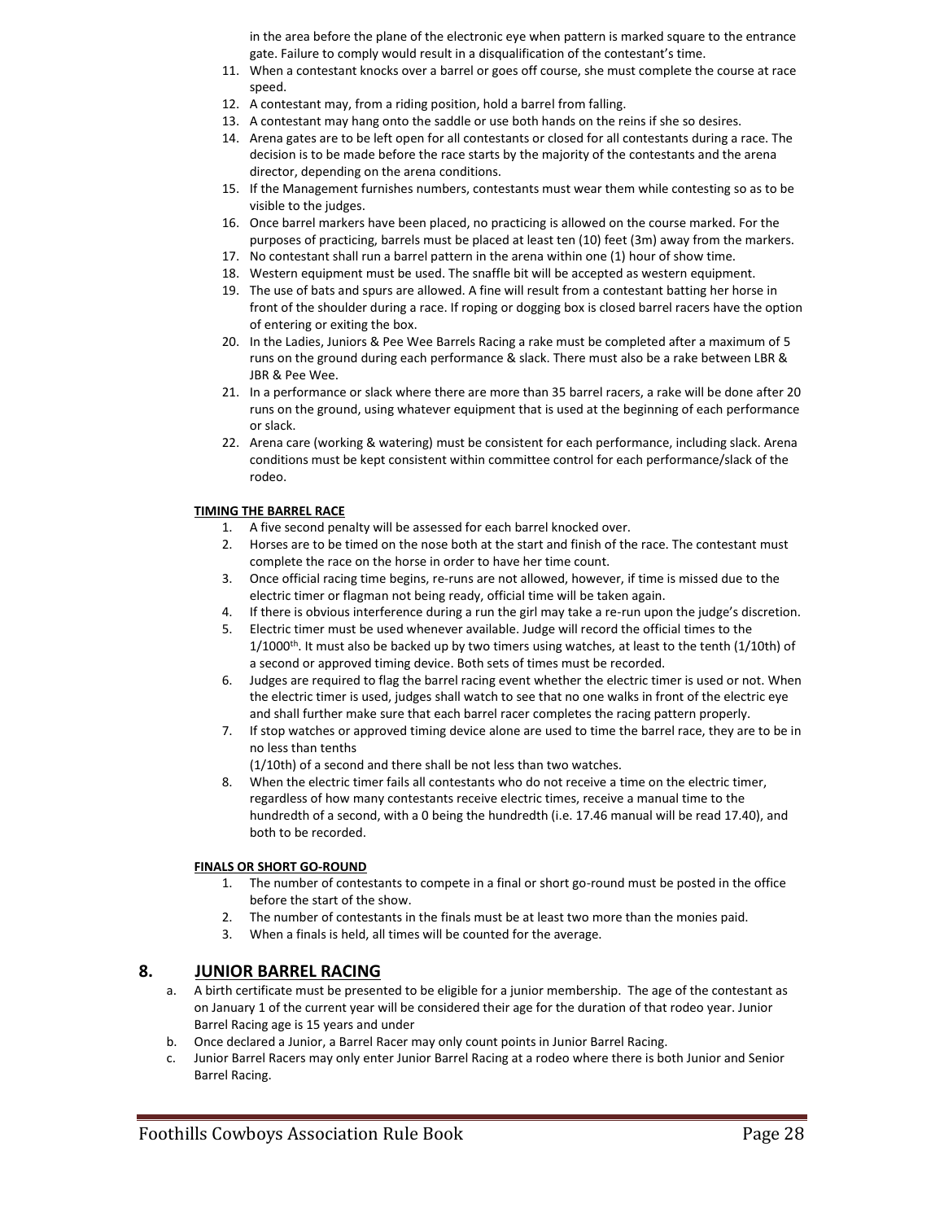in the area before the plane of the electronic eye when pattern is marked square to the entrance gate. Failure to comply would result in a disqualification of the contestant's time.

11. When a contestant knocks over a barrel or goes off course, she must complete the course at race speed.
12. A contestant may, from a riding position, hold a barrel from falling.
13. A contestant may hang onto the saddle or use both hands on the reins if she so desires.
14. Arena gates are to be left open for all contestants or closed for all contestants during a race. The decision is to be made before the race starts by the majority of the contestants and the arena director, depending on the arena conditions.
15. If the Management furnishes numbers, contestants must wear them while contesting so as to be visible to the judges.
16. Once barrel markers have been placed, no practicing is allowed on the course marked. For the purposes of practicing, barrels must be placed at least ten (10) feet (3m) away from the markers.
17. No contestant shall run a barrel pattern in the arena within one (1) hour of show time.
18. Western equipment must be used. The snaffle bit will be accepted as western equipment.
19. The use of bats and spurs are allowed. A fine will result from a contestant batting her horse in front of the shoulder during a race. If roping or dogging box is closed barrel racers have the option of entering or exiting the box.
20. In the Ladies, Juniors & Pee Wee Barrels Racing a rake must be completed after a maximum of 5 runs on the ground during each performance & slack. There must also be a rake between LBR & JBR & Pee Wee.
21. In a performance or slack where there are more than 35 barrel racers, a rake will be done after 20 runs on the ground, using whatever equipment that is used at the beginning of each performance or slack.
22. Arena care (working & watering) must be consistent for each performance, including slack. Arena conditions must be kept consistent within committee control for each performance/slack of the rodeo.

**TIMING THE BARREL RACE**

1. A five second penalty will be assessed for each barrel knocked over.
2. Horses are to be timed on the nose both at the start and finish of the race. The contestant must complete the race on the horse in order to have her time count.
3. Once official racing time begins, re-runs are not allowed, however, if time is missed due to the electric timer or flagman not being ready, official time will be taken again.
4. If there is obvious interference during a run the girl may take a re-run upon the judge's discretion.
5. Electric timer must be used whenever available. Judge will record the official times to the 1/1000th. It must also be backed up by two timers using watches, at least to the tenth (1/10th) of a second or approved timing device. Both sets of times must be recorded.
6. Judges are required to flag the barrel racing event whether the electric timer is used or not. When the electric timer is used, judges shall watch to see that no one walks in front of the electric eye and shall further make sure that each barrel racer completes the racing pattern properly.
7. If stop watches or approved timing device alone are used to time the barrel race, they are to be in no less than tenths
   (1/10th) of a second and there shall be not less than two watches.
8. When the electric timer fails all contestants who do not receive a time on the electric timer, regardless of how many contestants receive electric times, receive a manual time to the hundredth of a second, with a 0 being the hundredth (i.e. 17.46 manual will be read 17.40), and both to be recorded.

**FINALS OR SHORT GO-ROUND**

1. The number of contestants to compete in a final or short go-round must be posted in the office before the start of the show.
2. The number of contestants in the finals must be at least two more than the monies paid.
3. When a finals is held, all times will be counted for the average.

## 8. JUNIOR BARREL RACING

a. A birth certificate must be presented to be eligible for a junior membership. The age of the contestant as on January 1 of the current year will be considered their age for the duration of that rodeo year. Junior Barrel Racing age is 15 years and under
b. Once declared a Junior, a Barrel Racer may only count points in Junior Barrel Racing.
c. Junior Barrel Racers may only enter Junior Barrel Racing at a rodeo where there is both Junior and Senior Barrel Racing.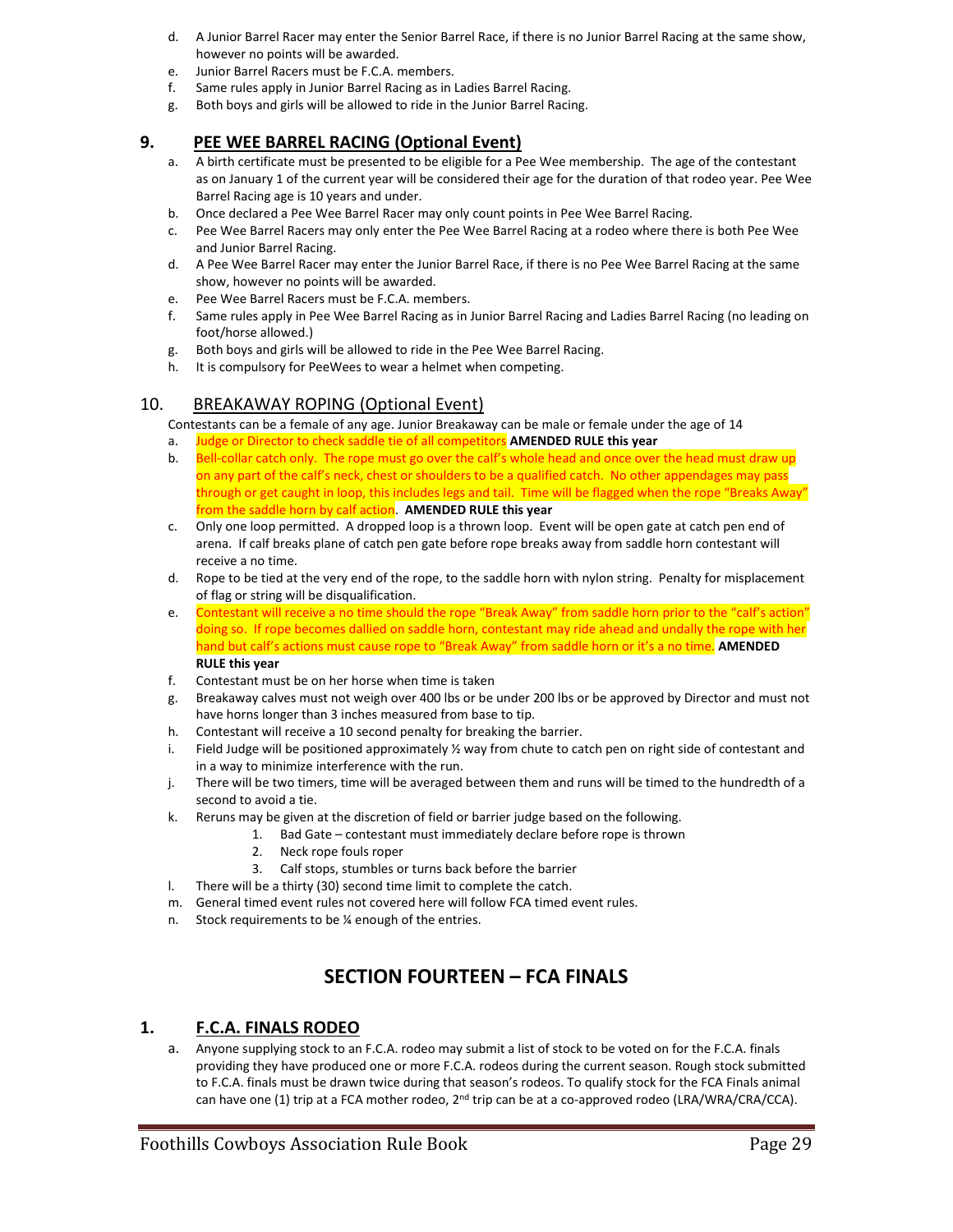d. A Junior Barrel Racer may enter the Senior Barrel Race, if there is no Junior Barrel Racing at the same show, however no points will be awarded.
e. Junior Barrel Racers must be F.C.A. members.
f. Same rules apply in Junior Barrel Racing as in Ladies Barrel Racing.
g. Both boys and girls will be allowed to ride in the Junior Barrel Racing.

## 9. PEE WEE BARREL RACING (Optional Event)

a. A birth certificate must be presented to be eligible for a Pee Wee membership. The age of the contestant as on January 1 of the current year will be considered their age for the duration of that rodeo year. Pee Wee Barrel Racing age is 10 years and under.
b. Once declared a Pee Wee Barrel Racer may only count points in Pee Wee Barrel Racing.
c. Pee Wee Barrel Racers may only enter the Pee Wee Barrel Racing at a rodeo where there is both Pee Wee and Junior Barrel Racing.
d. A Pee Wee Barrel Racer may enter the Junior Barrel Race, if there is no Pee Wee Barrel Racing at the same show, however no points will be awarded.
e. Pee Wee Barrel Racers must be F.C.A. members.
f. Same rules apply in Pee Wee Barrel Racing as in Junior Barrel Racing and Ladies Barrel Racing (no leading on foot/horse allowed.)
g. Both boys and girls will be allowed to ride in the Pee Wee Barrel Racing.
h. It is compulsory for PeeWees to wear a helmet when competing.

## 10. BREAKAWAY ROPING (Optional Event)

Contestants can be a female of any age. Junior Breakaway can be male or female under the age of 14

a. Judge or Director to check saddle tie of all competitors **AMENDED RULE this year**
b. Bell-collar catch only. The rope must go over the calf's whole head and once over the head must draw up on any part of the calf's neck, chest or shoulders to be a qualified catch. No other appendages may pass through or get caught in loop, this includes legs and tail. Time will be flagged when the rope "Breaks Away" from the saddle horn by calf action. **AMENDED RULE this year**
c. Only one loop permitted. A dropped loop is a thrown loop. Event will be open gate at catch pen end of arena. If calf breaks plane of catch pen gate before rope breaks away from saddle horn contestant will receive a no time.
d. Rope to be tied at the very end of the rope, to the saddle horn with nylon string. Penalty for misplacement of flag or string will be disqualification.
e. Contestant will receive a no time should the rope "Break Away" from saddle horn prior to the "calf's action" doing so. If rope becomes dallied on saddle horn, contestant may ride ahead and undally the rope with her hand but calf's actions must cause rope to "Break Away" from saddle horn or it's a no time. **AMENDED RULE this year**
f. Contestant must be on her horse when time is taken
g. Breakaway calves must not weigh over 400 lbs or be under 200 lbs or be approved by Director and must not have horns longer than 3 inches measured from base to tip.
h. Contestant will receive a 10 second penalty for breaking the barrier.
i. Field Judge will be positioned approximately ½ way from chute to catch pen on right side of contestant and in a way to minimize interference with the run.
j. There will be two timers, time will be averaged between them and runs will be timed to the hundredth of a second to avoid a tie.
k. Reruns may be given at the discretion of field or barrier judge based on the following.
   1. Bad Gate – contestant must immediately declare before rope is thrown
   2. Neck rope fouls roper
   3. Calf stops, stumbles or turns back before the barrier
l. There will be a thirty (30) second time limit to complete the catch.
m. General timed event rules not covered here will follow FCA timed event rules.
n. Stock requirements to be ¼ enough of the entries.

# SECTION FOURTEEN – FCA FINALS

## 1. F.C.A. FINALS RODEO

a. Anyone supplying stock to an F.C.A. rodeo may submit a list of stock to be voted on for the F.C.A. finals providing they have produced one or more F.C.A. rodeos during the current season. Rough stock submitted to F.C.A. finals must be drawn twice during that season's rodeos. To qualify stock for the FCA Finals animal can have one (1) trip at a FCA mother rodeo, 2nd trip can be at a co-approved rodeo (LRA/WRA/CRA/CCA).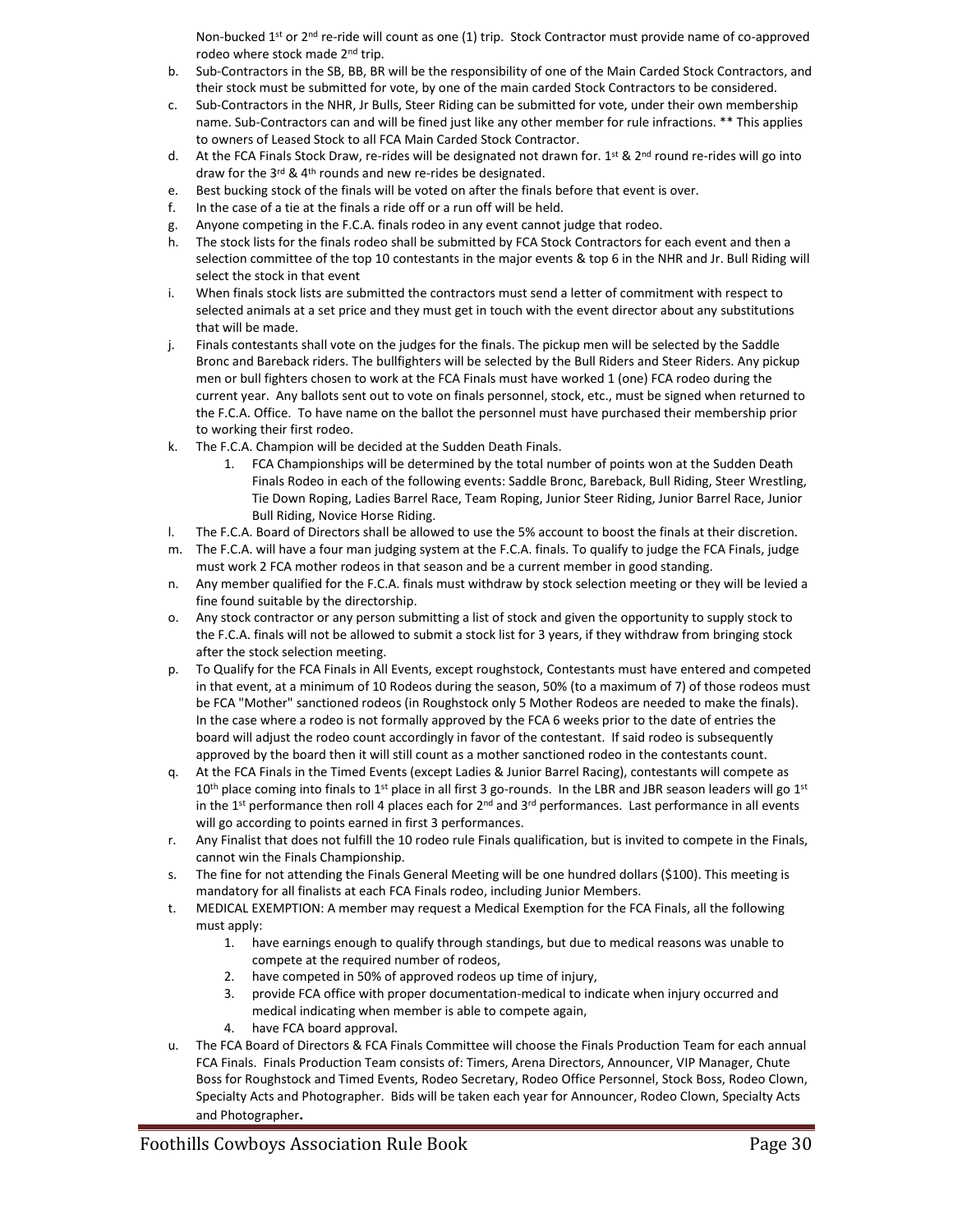Non-bucked 1st or 2nd re-ride will count as one (1) trip. Stock Contractor must provide name of co-approved rodeo where stock made 2nd trip.

b. Sub-Contractors in the SB, BB, BR will be the responsibility of one of the Main Carded Stock Contractors, and their stock must be submitted for vote, by one of the main carded Stock Contractors to be considered.
c. Sub-Contractors in the NHR, Jr Bulls, Steer Riding can be submitted for vote, under their own membership name. Sub-Contractors can and will be fined just like any other member for rule infractions. ** This applies to owners of Leased Stock to all FCA Main Carded Stock Contractor.
d. At the FCA Finals Stock Draw, re-rides will be designated not drawn for. 1st & 2nd round re-rides will go into draw for the 3rd & 4th rounds and new re-rides be designated.
e. Best bucking stock of the finals will be voted on after the finals before that event is over.
f. In the case of a tie at the finals a ride off or a run off will be held.
g. Anyone competing in the F.C.A. finals rodeo in any event cannot judge that rodeo.
h. The stock lists for the finals rodeo shall be submitted by FCA Stock Contractors for each event and then a selection committee of the top 10 contestants in the major events & top 6 in the NHR and Jr. Bull Riding will select the stock in that event
i. When finals stock lists are submitted the contractors must send a letter of commitment with respect to selected animals at a set price and they must get in touch with the event director about any substitutions that will be made.
j. Finals contestants shall vote on the judges for the finals. The pickup men will be selected by the Saddle Bronc and Bareback riders. The bullfighters will be selected by the Bull Riders and Steer Riders. Any pickup men or bull fighters chosen to work at the FCA Finals must have worked 1 (one) FCA rodeo during the current year. Any ballots sent out to vote on finals personnel, stock, etc., must be signed when returned to the F.C.A. Office. To have name on the ballot the personnel must have purchased their membership prior to working their first rodeo.
k. The F.C.A. Champion will be decided at the Sudden Death Finals.
    1. FCA Championships will be determined by the total number of points won at the Sudden Death Finals Rodeo in each of the following events: Saddle Bronc, Bareback, Bull Riding, Steer Wrestling, Tie Down Roping, Ladies Barrel Race, Team Roping, Junior Steer Riding, Junior Barrel Race, Junior Bull Riding, Novice Horse Riding.
l. The F.C.A. Board of Directors shall be allowed to use the 5% account to boost the finals at their discretion.
m. The F.C.A. will have a four man judging system at the F.C.A. finals. To qualify to judge the FCA Finals, judge must work 2 FCA mother rodeos in that season and be a current member in good standing.
n. Any member qualified for the F.C.A. finals must withdraw by stock selection meeting or they will be levied a fine found suitable by the directorship.
o. Any stock contractor or any person submitting a list of stock and given the opportunity to supply stock to the F.C.A. finals will not be allowed to submit a stock list for 3 years, if they withdraw from bringing stock after the stock selection meeting.
p. To Qualify for the FCA Finals in All Events, except roughstock, Contestants must have entered and competed in that event, at a minimum of 10 Rodeos during the season, 50% (to a maximum of 7) of those rodeos must be FCA "Mother" sanctioned rodeos (in Roughstock only 5 Mother Rodeos are needed to make the finals). In the case where a rodeo is not formally approved by the FCA 6 weeks prior to the date of entries the board will adjust the rodeo count accordingly in favor of the contestant. If said rodeo is subsequently approved by the board then it will still count as a mother sanctioned rodeo in the contestants count.
q. At the FCA Finals in the Timed Events (except Ladies & Junior Barrel Racing), contestants will compete as 10th place coming into finals to 1st place in all first 3 go-rounds. In the LBR and JBR season leaders will go 1st in the 1st performance then roll 4 places each for 2nd and 3rd performances. Last performance in all events will go according to points earned in first 3 performances.
r. Any Finalist that does not fulfill the 10 rodeo rule Finals qualification, but is invited to compete in the Finals, cannot win the Finals Championship.
s. The fine for not attending the Finals General Meeting will be one hundred dollars ($100). This meeting is mandatory for all finalists at each FCA Finals rodeo, including Junior Members.
t. MEDICAL EXEMPTION: A member may request a Medical Exemption for the FCA Finals, all the following must apply:
    1. have earnings enough to qualify through standings, but due to medical reasons was unable to compete at the required number of rodeos,
    2. have competed in 50% of approved rodeos up time of injury,
    3. provide FCA office with proper documentation-medical to indicate when injury occurred and medical indicating when member is able to compete again,
    4. have FCA board approval.
u. The FCA Board of Directors & FCA Finals Committee will choose the Finals Production Team for each annual FCA Finals. Finals Production Team consists of: Timers, Arena Directors, Announcer, VIP Manager, Chute Boss for Roughstock and Timed Events, Rodeo Secretary, Rodeo Office Personnel, Stock Boss, Rodeo Clown, Specialty Acts and Photographer. Bids will be taken each year for Announcer, Rodeo Clown, Specialty Acts and Photographer**.**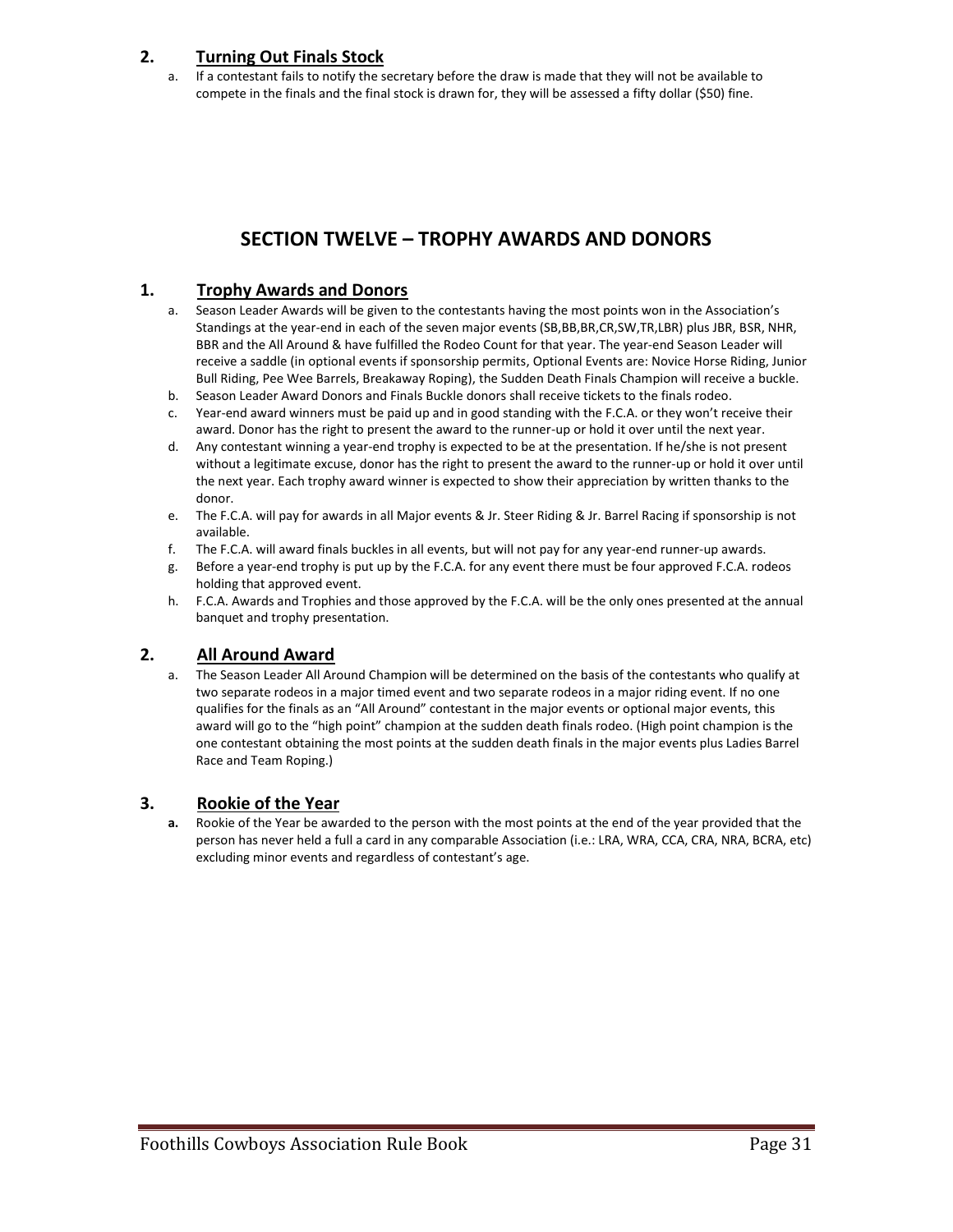## 2. Turning Out Finals Stock

a. If a contestant fails to notify the secretary before the draw is made that they will not be available to compete in the finals and the final stock is drawn for, they will be assessed a fifty dollar ($50) fine.

# SECTION TWELVE – TROPHY AWARDS AND DONORS

## 1. Trophy Awards and Donors

a. Season Leader Awards will be given to the contestants having the most points won in the Association's Standings at the year-end in each of the seven major events (SB,BB,BR,CR,SW,TR,LBR) plus JBR, BSR, NHR, BBR and the All Around & have fulfilled the Rodeo Count for that year. The year-end Season Leader will receive a saddle (in optional events if sponsorship permits, Optional Events are: Novice Horse Riding, Junior Bull Riding, Pee Wee Barrels, Breakaway Roping), the Sudden Death Finals Champion will receive a buckle.

b. Season Leader Award Donors and Finals Buckle donors shall receive tickets to the finals rodeo.

c. Year-end award winners must be paid up and in good standing with the F.C.A. or they won't receive their award. Donor has the right to present the award to the runner-up or hold it over until the next year.

d. Any contestant winning a year-end trophy is expected to be at the presentation. If he/she is not present without a legitimate excuse, donor has the right to present the award to the runner-up or hold it over until the next year. Each trophy award winner is expected to show their appreciation by written thanks to the donor.

e. The F.C.A. will pay for awards in all Major events & Jr. Steer Riding & Jr. Barrel Racing if sponsorship is not available.

f. The F.C.A. will award finals buckles in all events, but will not pay for any year-end runner-up awards.

g. Before a year-end trophy is put up by the F.C.A. for any event there must be four approved F.C.A. rodeos holding that approved event.

h. F.C.A. Awards and Trophies and those approved by the F.C.A. will be the only ones presented at the annual banquet and trophy presentation.

## 2. All Around Award

a. The Season Leader All Around Champion will be determined on the basis of the contestants who qualify at two separate rodeos in a major timed event and two separate rodeos in a major riding event. If no one qualifies for the finals as an "All Around" contestant in the major events or optional major events, this award will go to the "high point" champion at the sudden death finals rodeo. (High point champion is the one contestant obtaining the most points at the sudden death finals in the major events plus Ladies Barrel Race and Team Roping.)

## 3. Rookie of the Year

**a.** Rookie of the Year be awarded to the person with the most points at the end of the year provided that the person has never held a full a card in any comparable Association (i.e.: LRA, WRA, CCA, CRA, NRA, BCRA, etc) excluding minor events and regardless of contestant's age.